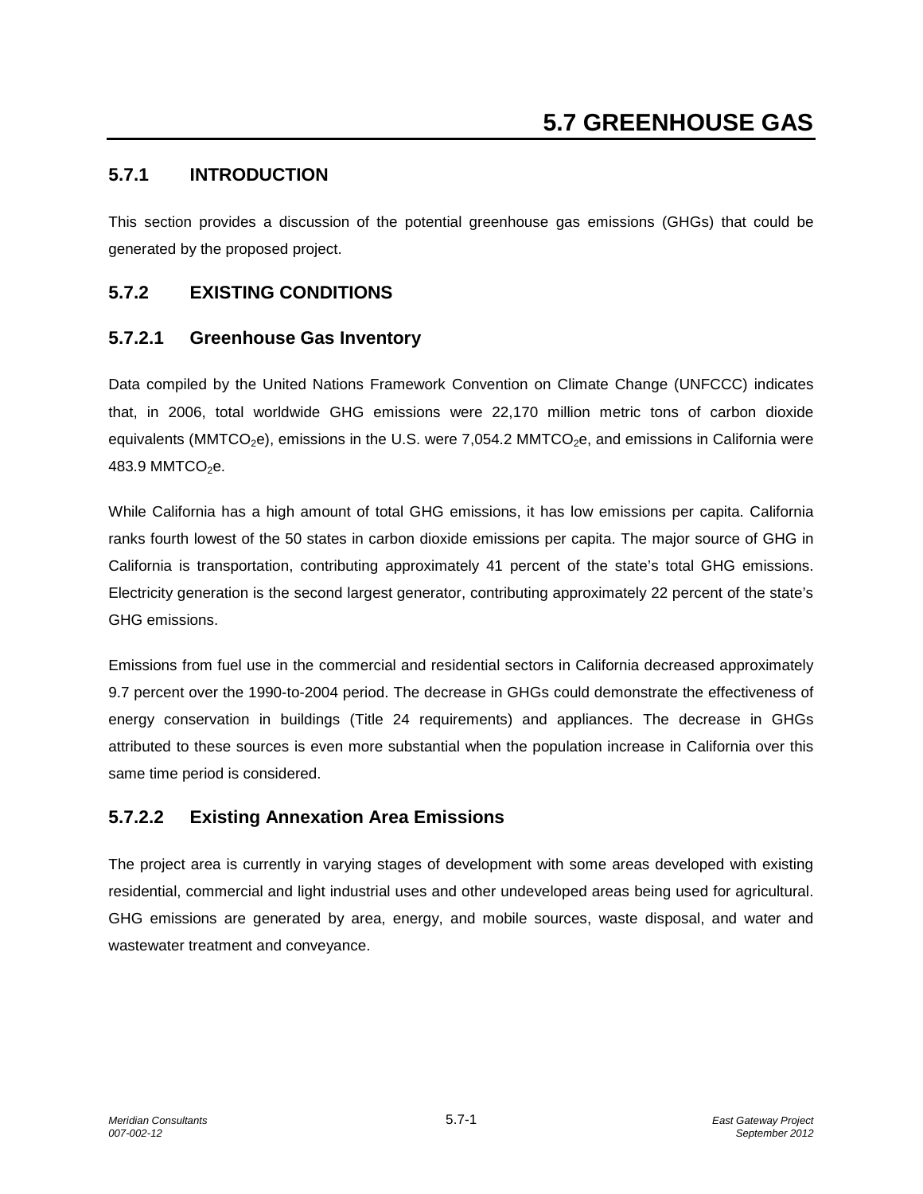# 5.7 GREENHOUSE GAS

## 5.7.1 INTRODUCTION

This section provides a discussion of the potential greenhouse gas emissions (GHGs) that could be generated by the proposed project.

## 5.7.2 EXISTING CONDITIONS

### 5.7.2.1 Greenhouse Gas Inventory

Data compiled by the United Nations Framework Convention on Climate Change (UNFCCC) indicates that, in 2006, total worldwide GHG emissions were 22,170 million metric tons of carbon dioxide equivalents ($MMTCO_2e$), emissions in the U.S. were 7,054.2 $MMTCO_2e$, and emissions in California were 483.9 $MMTCO_2e$.

While California has a high amount of total GHG emissions, it has low emissions per capita. California ranks fourth lowest of the 50 states in carbon dioxide emissions per capita. The major source of GHG in California is transportation, contributing approximately 41 percent of the state's total GHG emissions. Electricity generation is the second largest generator, contributing approximately 22 percent of the state's GHG emissions.

Emissions from fuel use in the commercial and residential sectors in California decreased approximately 9.7 percent over the 1990-to-2004 period. The decrease in GHGs could demonstrate the effectiveness of energy conservation in buildings (Title 24 requirements) and appliances. The decrease in GHGs attributed to these sources is even more substantial when the population increase in California over this same time period is considered.

### 5.7.2.2 Existing Annexation Area Emissions

The project area is currently in varying stages of development with some areas developed with existing residential, commercial and light industrial uses and other undeveloped areas being used for agricultural. GHG emissions are generated by area, energy, and mobile sources, waste disposal, and water and wastewater treatment and conveyance.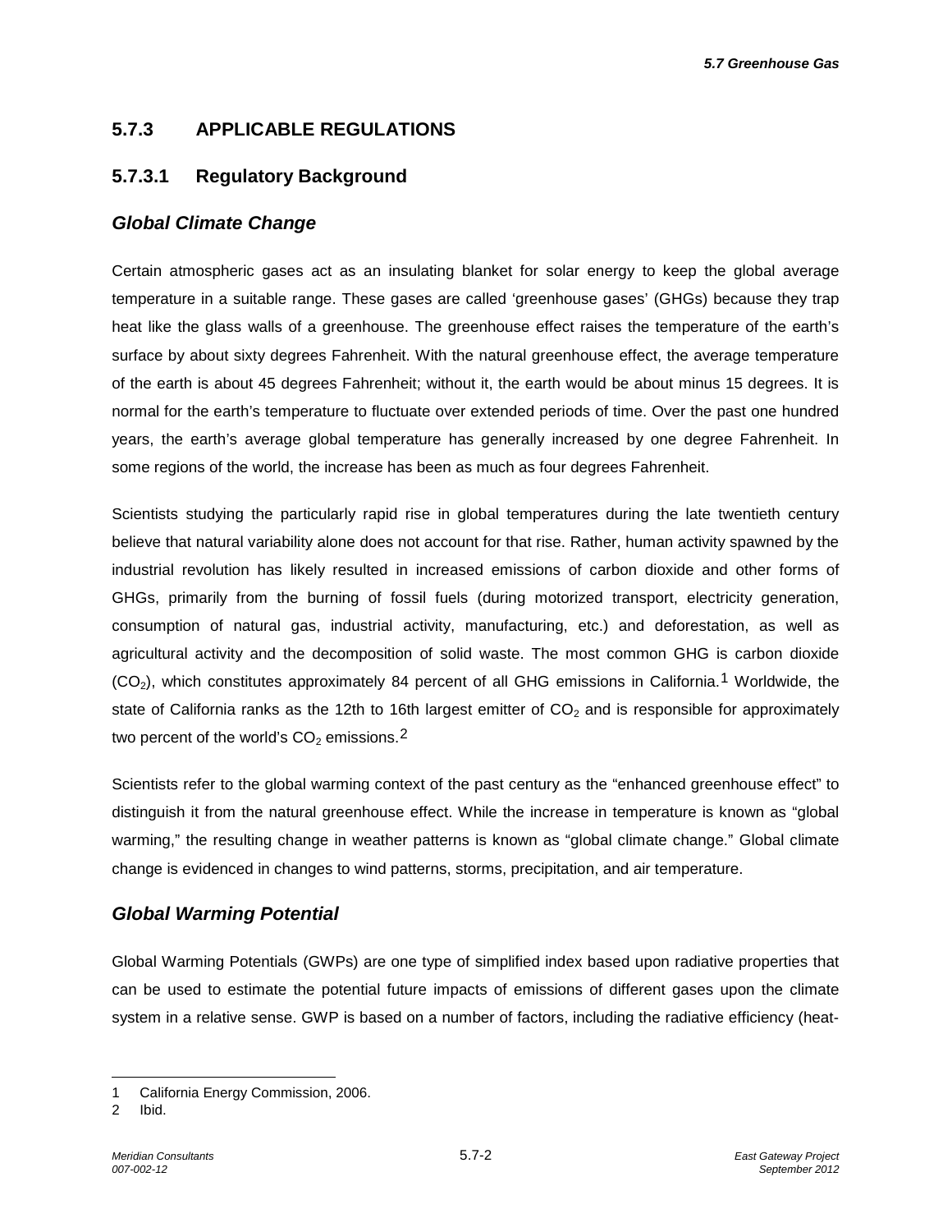## 5.7.3 APPLICABLE REGULATIONS

### 5.7.3.1 Regulatory Background

#### *Global Climate Change*

Certain atmospheric gases act as an insulating blanket for solar energy to keep the global average temperature in a suitable range. These gases are called 'greenhouse gases' (GHGs) because they trap heat like the glass walls of a greenhouse. The greenhouse effect raises the temperature of the earth's surface by about sixty degrees Fahrenheit. With the natural greenhouse effect, the average temperature of the earth is about 45 degrees Fahrenheit; without it, the earth would be about minus 15 degrees. It is normal for the earth's temperature to fluctuate over extended periods of time. Over the past one hundred years, the earth's average global temperature has generally increased by one degree Fahrenheit. In some regions of the world, the increase has been as much as four degrees Fahrenheit.

Scientists studying the particularly rapid rise in global temperatures during the late twentieth century believe that natural variability alone does not account for that rise. Rather, human activity spawned by the industrial revolution has likely resulted in increased emissions of carbon dioxide and other forms of GHGs, primarily from the burning of fossil fuels (during motorized transport, electricity generation, consumption of natural gas, industrial activity, manufacturing, etc.) and deforestation, as well as agricultural activity and the decomposition of solid waste. The most common GHG is carbon dioxide ($CO_2$), which constitutes approximately 84 percent of all GHG emissions in California.[1] Worldwide, the state of California ranks as the 12th to 16th largest emitter of $CO_2$ and is responsible for approximately two percent of the world's $CO_2$ emissions.[2]

Scientists refer to the global warming context of the past century as the "enhanced greenhouse effect" to distinguish it from the natural greenhouse effect. While the increase in temperature is known as "global warming," the resulting change in weather patterns is known as "global climate change." Global climate change is evidenced in changes to wind patterns, storms, precipitation, and air temperature.

#### *Global Warming Potential*

Global Warming Potentials (GWPs) are one type of simplified index based upon radiative properties that can be used to estimate the potential future impacts of emissions of different gases upon the climate system in a relative sense. GWP is based on a number of factors, including the radiative efficiency (heat-

---

1 California Energy Commission, 2006.

2 Ibid.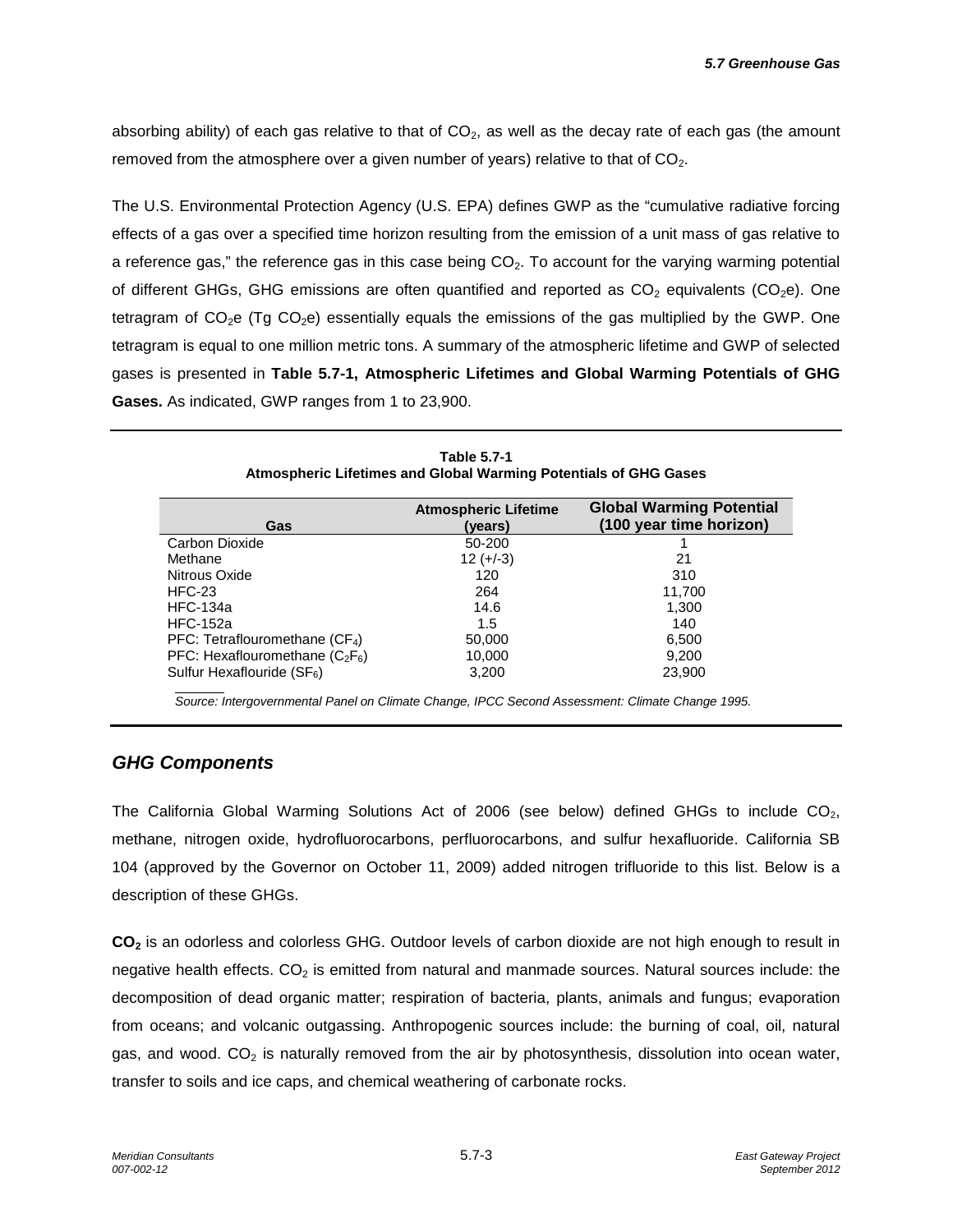absorbing ability) of each gas relative to that of $CO_2$, as well as the decay rate of each gas (the amount removed from the atmosphere over a given number of years) relative to that of $CO_2$.

The U.S. Environmental Protection Agency (U.S. EPA) defines GWP as the "cumulative radiative forcing effects of a gas over a specified time horizon resulting from the emission of a unit mass of gas relative to a reference gas," the reference gas in this case being $CO_2$. To account for the varying warming potential of different GHGs, GHG emissions are often quantified and reported as $CO_2$ equivalents ($CO_2e$). One tetragram of $CO_2e$ (Tg $CO_2e$) essentially equals the emissions of the gas multiplied by the GWP. One tetragram is equal to one million metric tons. A summary of the atmospheric lifetime and GWP of selected gases is presented in **Table 5.7-1, Atmospheric Lifetimes and Global Warming Potentials of GHG Gases.** As indicated, GWP ranges from 1 to 23,900.

**Table 5.7-1**
**Atmospheric Lifetimes and Global Warming Potentials of GHG Gases**

| Gas | Atmospheric Lifetime (years) | Global Warming Potential (100 year time horizon) |
|---|---|---|
| Carbon Dioxide | 50-200 | 1 |
| Methane | 12 (+/-3) | 21 |
| Nitrous Oxide | 120 | 310 |
| HFC-23 | 264 | 11,700 |
| HFC-134a | 14.6 | 1,300 |
| HFC-152a | 1.5 | 140 |
| PFC: Tetraflouromethane ($CF_4$) | 50,000 | 6,500 |
| PFC: Hexaflouromethane ($C_2F_6$) | 10,000 | 9,200 |
| Sulfur Hexaflouride ($SF_6$) | 3,200 | 23,900 |

*Source: Intergovernmental Panel on Climate Change, IPCC Second Assessment: Climate Change 1995.*

## *GHG Components*

The California Global Warming Solutions Act of 2006 (see below) defined GHGs to include $CO_2$, methane, nitrogen oxide, hydrofluorocarbons, perfluorocarbons, and sulfur hexafluoride. California SB 104 (approved by the Governor on October 11, 2009) added nitrogen trifluoride to this list. Below is a description of these GHGs.

**$CO_2$** is an odorless and colorless GHG. Outdoor levels of carbon dioxide are not high enough to result in negative health effects. $CO_2$ is emitted from natural and manmade sources. Natural sources include: the decomposition of dead organic matter; respiration of bacteria, plants, animals and fungus; evaporation from oceans; and volcanic outgassing. Anthropogenic sources include: the burning of coal, oil, natural gas, and wood. $CO_2$ is naturally removed from the air by photosynthesis, dissolution into ocean water, transfer to soils and ice caps, and chemical weathering of carbonate rocks.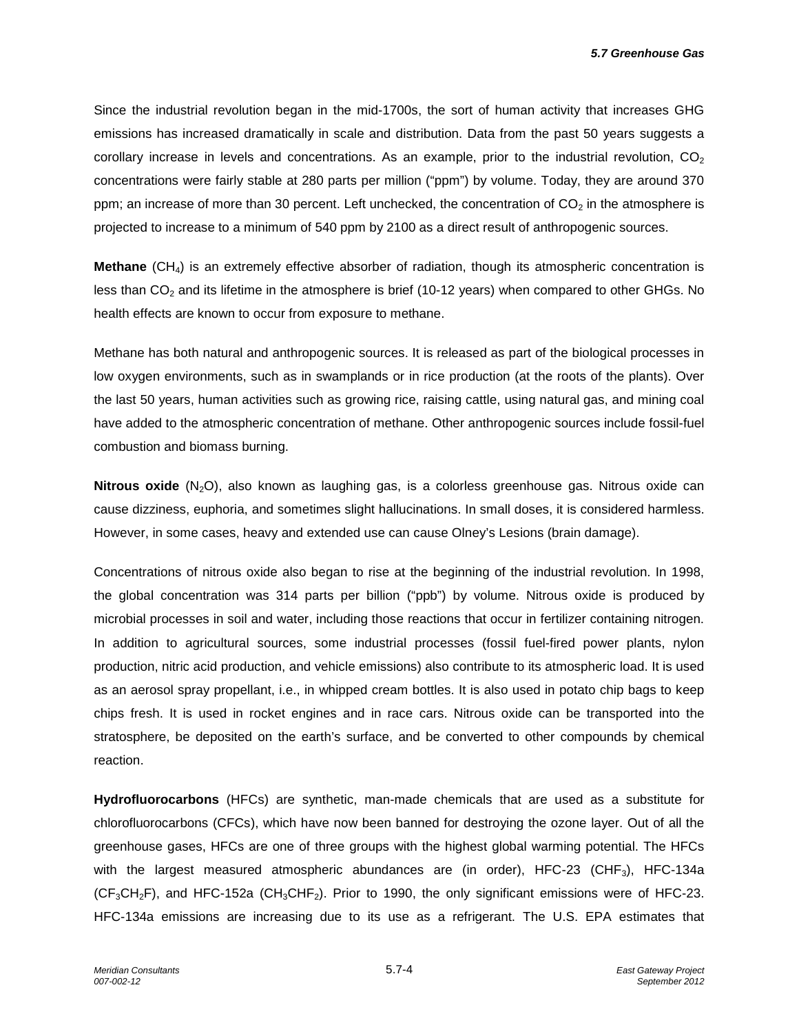Since the industrial revolution began in the mid-1700s, the sort of human activity that increases GHG emissions has increased dramatically in scale and distribution. Data from the past 50 years suggests a corollary increase in levels and concentrations. As an example, prior to the industrial revolution, $CO_2$ concentrations were fairly stable at 280 parts per million ("ppm") by volume. Today, they are around 370 ppm; an increase of more than 30 percent. Left unchecked, the concentration of $CO_2$ in the atmosphere is projected to increase to a minimum of 540 ppm by 2100 as a direct result of anthropogenic sources.

**Methane** ($CH_4$) is an extremely effective absorber of radiation, though its atmospheric concentration is less than $CO_2$ and its lifetime in the atmosphere is brief (10-12 years) when compared to other GHGs. No health effects are known to occur from exposure to methane.

Methane has both natural and anthropogenic sources. It is released as part of the biological processes in low oxygen environments, such as in swamplands or in rice production (at the roots of the plants). Over the last 50 years, human activities such as growing rice, raising cattle, using natural gas, and mining coal have added to the atmospheric concentration of methane. Other anthropogenic sources include fossil-fuel combustion and biomass burning.

**Nitrous oxide** ($N_2O$), also known as laughing gas, is a colorless greenhouse gas. Nitrous oxide can cause dizziness, euphoria, and sometimes slight hallucinations. In small doses, it is considered harmless. However, in some cases, heavy and extended use can cause Olney's Lesions (brain damage).

Concentrations of nitrous oxide also began to rise at the beginning of the industrial revolution. In 1998, the global concentration was 314 parts per billion ("ppb") by volume. Nitrous oxide is produced by microbial processes in soil and water, including those reactions that occur in fertilizer containing nitrogen. In addition to agricultural sources, some industrial processes (fossil fuel-fired power plants, nylon production, nitric acid production, and vehicle emissions) also contribute to its atmospheric load. It is used as an aerosol spray propellant, i.e., in whipped cream bottles. It is also used in potato chip bags to keep chips fresh. It is used in rocket engines and in race cars. Nitrous oxide can be transported into the stratosphere, be deposited on the earth's surface, and be converted to other compounds by chemical reaction.

**Hydrofluorocarbons** (HFCs) are synthetic, man-made chemicals that are used as a substitute for chlorofluorocarbons (CFCs), which have now been banned for destroying the ozone layer. Out of all the greenhouse gases, HFCs are one of three groups with the highest global warming potential. The HFCs with the largest measured atmospheric abundances are (in order), HFC-23 ($CHF_3$), HFC-134a ($CF_3CH_2F$), and HFC-152a ($CH_3CHF_2$). Prior to 1990, the only significant emissions were of HFC-23. HFC-134a emissions are increasing due to its use as a refrigerant. The U.S. EPA estimates that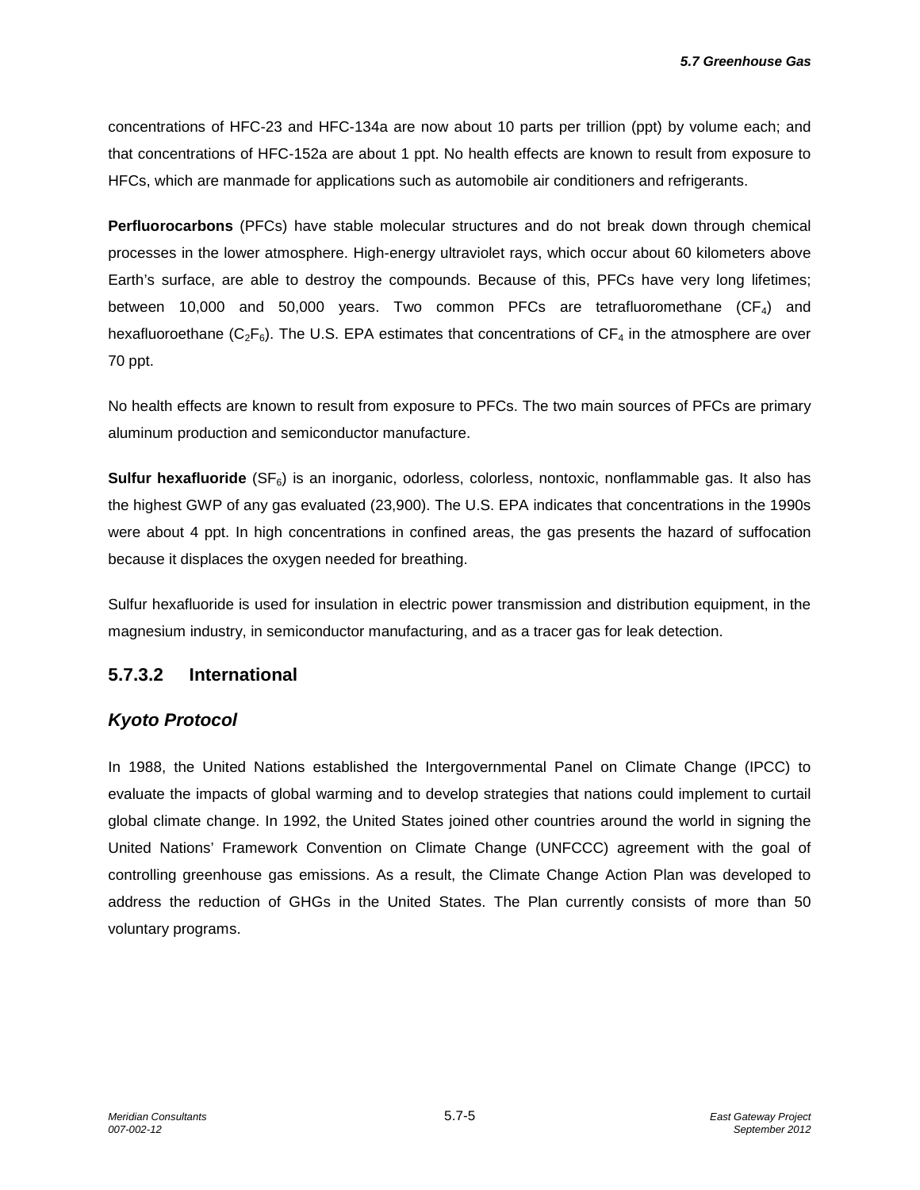concentrations of HFC-23 and HFC-134a are now about 10 parts per trillion (ppt) by volume each; and that concentrations of HFC-152a are about 1 ppt. No health effects are known to result from exposure to HFCs, which are manmade for applications such as automobile air conditioners and refrigerants.

**Perfluorocarbons** (PFCs) have stable molecular structures and do not break down through chemical processes in the lower atmosphere. High-energy ultraviolet rays, which occur about 60 kilometers above Earth's surface, are able to destroy the compounds. Because of this, PFCs have very long lifetimes; between 10,000 and 50,000 years. Two common PFCs are tetrafluoromethane ($CF_4$) and hexafluoroethane ($C_2F_6$). The U.S. EPA estimates that concentrations of $CF_4$ in the atmosphere are over 70 ppt.

No health effects are known to result from exposure to PFCs. The two main sources of PFCs are primary aluminum production and semiconductor manufacture.

**Sulfur hexafluoride** ($SF_6$) is an inorganic, odorless, colorless, nontoxic, nonflammable gas. It also has the highest GWP of any gas evaluated (23,900). The U.S. EPA indicates that concentrations in the 1990s were about 4 ppt. In high concentrations in confined areas, the gas presents the hazard of suffocation because it displaces the oxygen needed for breathing.

Sulfur hexafluoride is used for insulation in electric power transmission and distribution equipment, in the magnesium industry, in semiconductor manufacturing, and as a tracer gas for leak detection.

### 5.7.3.2 International

#### *Kyoto Protocol*

In 1988, the United Nations established the Intergovernmental Panel on Climate Change (IPCC) to evaluate the impacts of global warming and to develop strategies that nations could implement to curtail global climate change. In 1992, the United States joined other countries around the world in signing the United Nations' Framework Convention on Climate Change (UNFCCC) agreement with the goal of controlling greenhouse gas emissions. As a result, the Climate Change Action Plan was developed to address the reduction of GHGs in the United States. The Plan currently consists of more than 50 voluntary programs.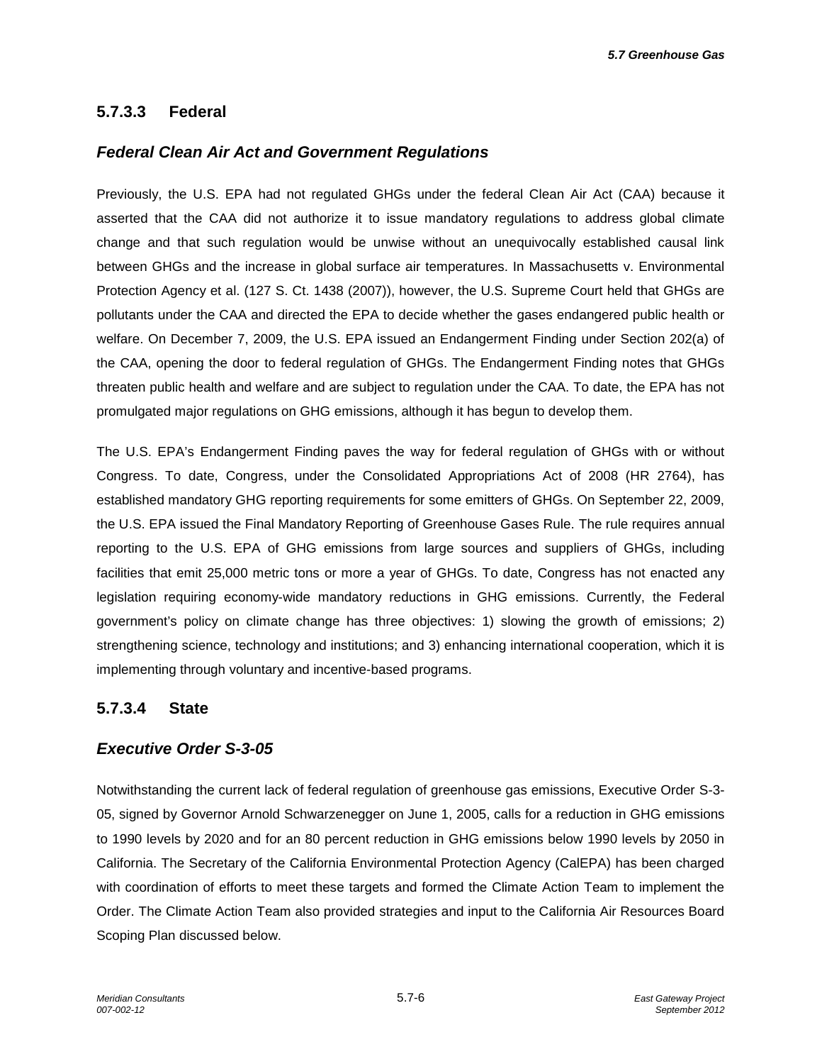### 5.7.3.3 Federal

#### *Federal Clean Air Act and Government Regulations*

Previously, the U.S. EPA had not regulated GHGs under the federal Clean Air Act (CAA) because it asserted that the CAA did not authorize it to issue mandatory regulations to address global climate change and that such regulation would be unwise without an unequivocally established causal link between GHGs and the increase in global surface air temperatures. In Massachusetts v. Environmental Protection Agency et al. (127 S. Ct. 1438 (2007)), however, the U.S. Supreme Court held that GHGs are pollutants under the CAA and directed the EPA to decide whether the gases endangered public health or welfare. On December 7, 2009, the U.S. EPA issued an Endangerment Finding under Section 202(a) of the CAA, opening the door to federal regulation of GHGs. The Endangerment Finding notes that GHGs threaten public health and welfare and are subject to regulation under the CAA. To date, the EPA has not promulgated major regulations on GHG emissions, although it has begun to develop them.

The U.S. EPA's Endangerment Finding paves the way for federal regulation of GHGs with or without Congress. To date, Congress, under the Consolidated Appropriations Act of 2008 (HR 2764), has established mandatory GHG reporting requirements for some emitters of GHGs. On September 22, 2009, the U.S. EPA issued the Final Mandatory Reporting of Greenhouse Gases Rule. The rule requires annual reporting to the U.S. EPA of GHG emissions from large sources and suppliers of GHGs, including facilities that emit 25,000 metric tons or more a year of GHGs. To date, Congress has not enacted any legislation requiring economy-wide mandatory reductions in GHG emissions. Currently, the Federal government's policy on climate change has three objectives: 1) slowing the growth of emissions; 2) strengthening science, technology and institutions; and 3) enhancing international cooperation, which it is implementing through voluntary and incentive-based programs.

### 5.7.3.4 State

#### *Executive Order S-3-05*

Notwithstanding the current lack of federal regulation of greenhouse gas emissions, Executive Order S-3-05, signed by Governor Arnold Schwarzenegger on June 1, 2005, calls for a reduction in GHG emissions to 1990 levels by 2020 and for an 80 percent reduction in GHG emissions below 1990 levels by 2050 in California. The Secretary of the California Environmental Protection Agency (CalEPA) has been charged with coordination of efforts to meet these targets and formed the Climate Action Team to implement the Order. The Climate Action Team also provided strategies and input to the California Air Resources Board Scoping Plan discussed below.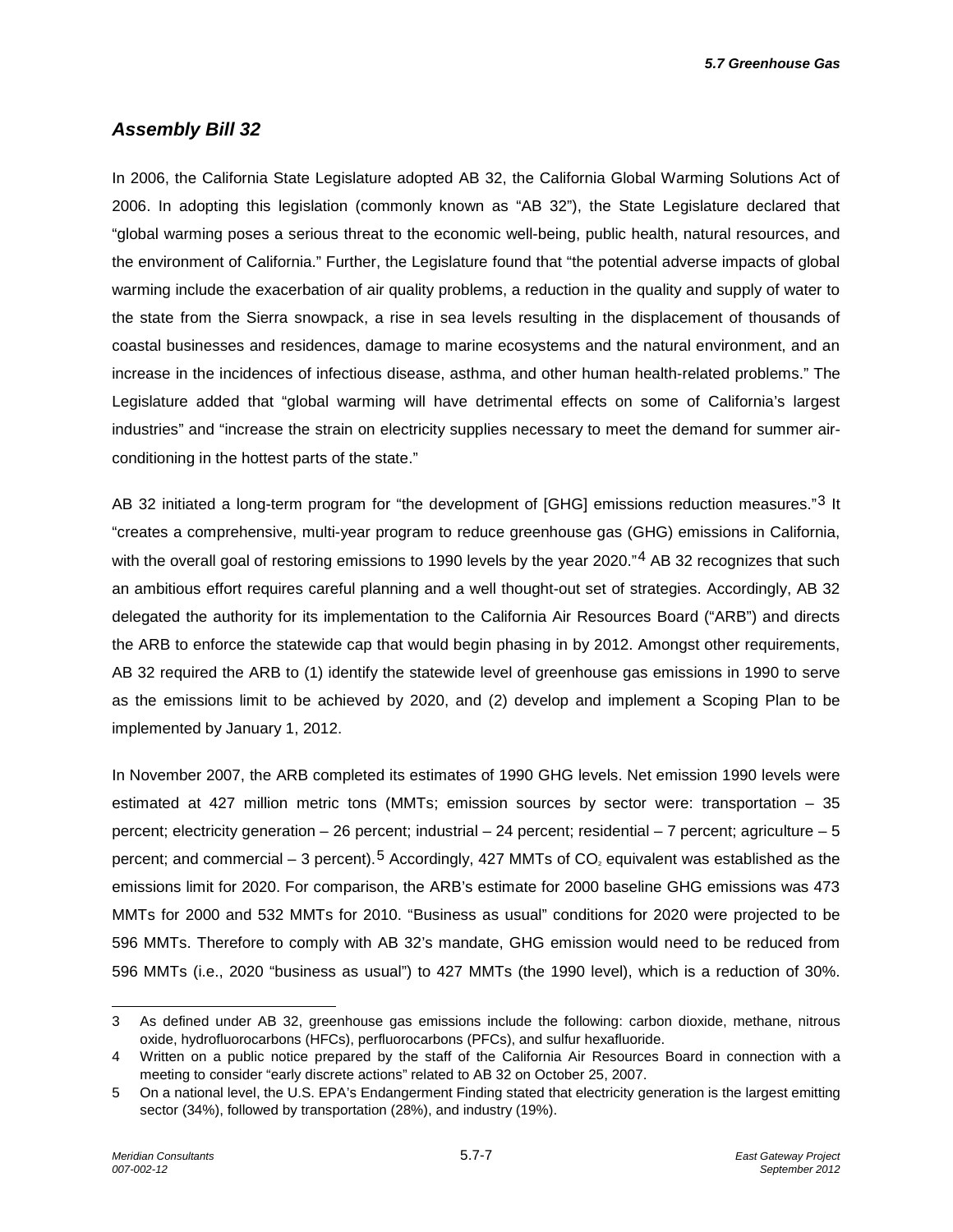## *Assembly Bill 32*

In 2006, the California State Legislature adopted AB 32, the California Global Warming Solutions Act of 2006. In adopting this legislation (commonly known as "AB 32"), the State Legislature declared that "global warming poses a serious threat to the economic well-being, public health, natural resources, and the environment of California." Further, the Legislature found that "the potential adverse impacts of global warming include the exacerbation of air quality problems, a reduction in the quality and supply of water to the state from the Sierra snowpack, a rise in sea levels resulting in the displacement of thousands of coastal businesses and residences, damage to marine ecosystems and the natural environment, and an increase in the incidences of infectious disease, asthma, and other human health-related problems." The Legislature added that "global warming will have detrimental effects on some of California's largest industries" and "increase the strain on electricity supplies necessary to meet the demand for summer air-conditioning in the hottest parts of the state."

AB 32 initiated a long-term program for "the development of [GHG] emissions reduction measures."[3] It "creates a comprehensive, multi-year program to reduce greenhouse gas (GHG) emissions in California, with the overall goal of restoring emissions to 1990 levels by the year 2020."[4] AB 32 recognizes that such an ambitious effort requires careful planning and a well thought-out set of strategies. Accordingly, AB 32 delegated the authority for its implementation to the California Air Resources Board ("ARB") and directs the ARB to enforce the statewide cap that would begin phasing in by 2012. Amongst other requirements, AB 32 required the ARB to (1) identify the statewide level of greenhouse gas emissions in 1990 to serve as the emissions limit to be achieved by 2020, and (2) develop and implement a Scoping Plan to be implemented by January 1, 2012.

In November 2007, the ARB completed its estimates of 1990 GHG levels. Net emission 1990 levels were estimated at 427 million metric tons (MMTs; emission sources by sector were: transportation – 35 percent; electricity generation – 26 percent; industrial – 24 percent; residential – 7 percent; agriculture – 5 percent; and commercial – 3 percent).[5] Accordingly, 427 MMTs of $CO_2$ equivalent was established as the emissions limit for 2020. For comparison, the ARB's estimate for 2000 baseline GHG emissions was 473 MMTs for 2000 and 532 MMTs for 2010. "Business as usual" conditions for 2020 were projected to be 596 MMTs. Therefore to comply with AB 32's mandate, GHG emission would need to be reduced from 596 MMTs (i.e., 2020 "business as usual") to 427 MMTs (the 1990 level), which is a reduction of 30%.

---

3 As defined under AB 32, greenhouse gas emissions include the following: carbon dioxide, methane, nitrous oxide, hydrofluorocarbons (HFCs), perfluorocarbons (PFCs), and sulfur hexafluoride.

4 Written on a public notice prepared by the staff of the California Air Resources Board in connection with a meeting to consider "early discrete actions" related to AB 32 on October 25, 2007.

5 On a national level, the U.S. EPA's Endangerment Finding stated that electricity generation is the largest emitting sector (34%), followed by transportation (28%), and industry (19%).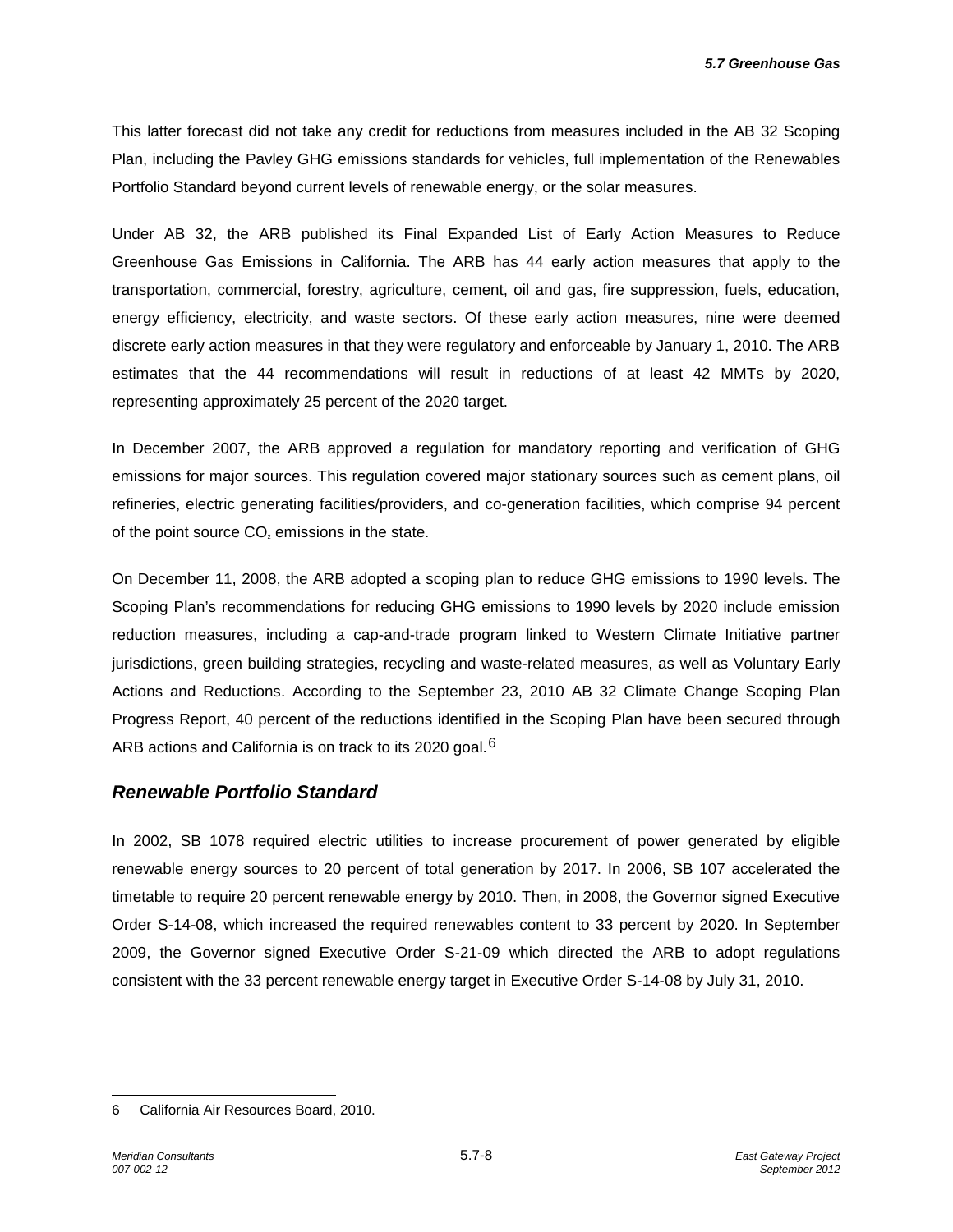This latter forecast did not take any credit for reductions from measures included in the AB 32 Scoping Plan, including the Pavley GHG emissions standards for vehicles, full implementation of the Renewables Portfolio Standard beyond current levels of renewable energy, or the solar measures.

Under AB 32, the ARB published its Final Expanded List of Early Action Measures to Reduce Greenhouse Gas Emissions in California. The ARB has 44 early action measures that apply to the transportation, commercial, forestry, agriculture, cement, oil and gas, fire suppression, fuels, education, energy efficiency, electricity, and waste sectors. Of these early action measures, nine were deemed discrete early action measures in that they were regulatory and enforceable by January 1, 2010. The ARB estimates that the 44 recommendations will result in reductions of at least 42 MMTs by 2020, representing approximately 25 percent of the 2020 target.

In December 2007, the ARB approved a regulation for mandatory reporting and verification of GHG emissions for major sources. This regulation covered major stationary sources such as cement plans, oil refineries, electric generating facilities/providers, and co-generation facilities, which comprise 94 percent of the point source $CO_2$ emissions in the state.

On December 11, 2008, the ARB adopted a scoping plan to reduce GHG emissions to 1990 levels. The Scoping Plan's recommendations for reducing GHG emissions to 1990 levels by 2020 include emission reduction measures, including a cap-and-trade program linked to Western Climate Initiative partner jurisdictions, green building strategies, recycling and waste-related measures, as well as Voluntary Early Actions and Reductions. According to the September 23, 2010 AB 32 Climate Change Scoping Plan Progress Report, 40 percent of the reductions identified in the Scoping Plan have been secured through ARB actions and California is on track to its 2020 goal.[6]

## *Renewable Portfolio Standard*

In 2002, SB 1078 required electric utilities to increase procurement of power generated by eligible renewable energy sources to 20 percent of total generation by 2017. In 2006, SB 107 accelerated the timetable to require 20 percent renewable energy by 2010. Then, in 2008, the Governor signed Executive Order S-14-08, which increased the required renewables content to 33 percent by 2020. In September 2009, the Governor signed Executive Order S-21-09 which directed the ARB to adopt regulations consistent with the 33 percent renewable energy target in Executive Order S-14-08 by July 31, 2010.

---

6 California Air Resources Board, 2010.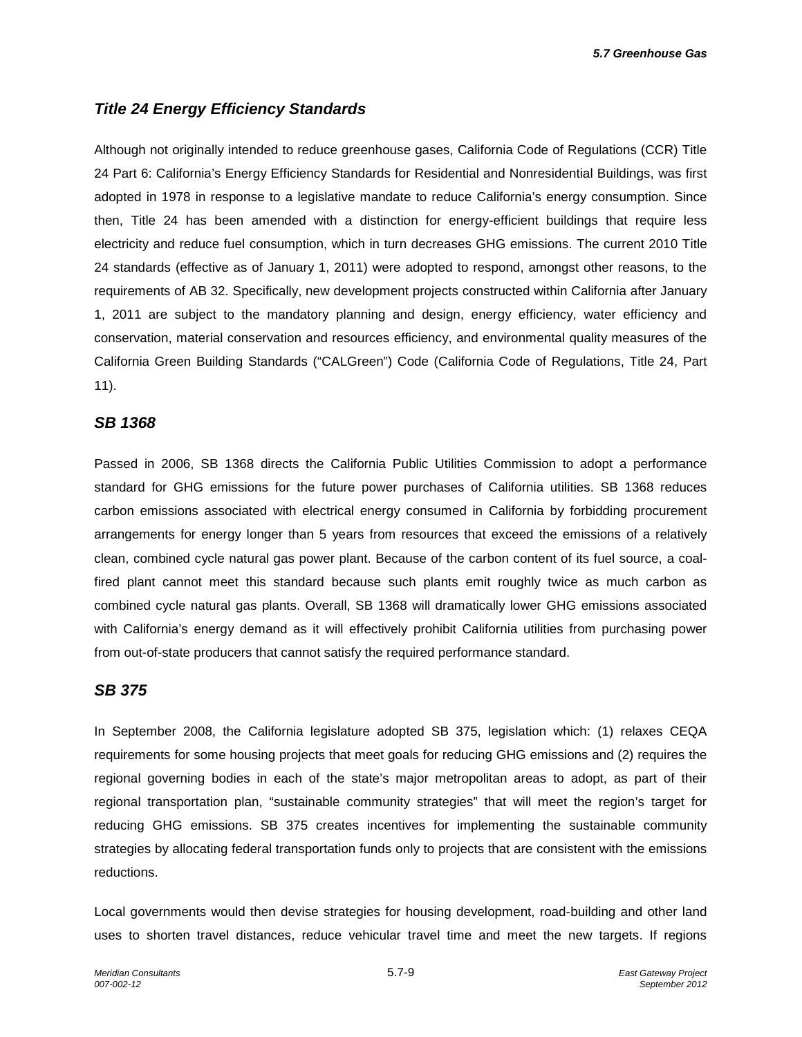### *Title 24 Energy Efficiency Standards*

Although not originally intended to reduce greenhouse gases, California Code of Regulations (CCR) Title 24 Part 6: California's Energy Efficiency Standards for Residential and Nonresidential Buildings, was first adopted in 1978 in response to a legislative mandate to reduce California's energy consumption. Since then, Title 24 has been amended with a distinction for energy-efficient buildings that require less electricity and reduce fuel consumption, which in turn decreases GHG emissions. The current 2010 Title 24 standards (effective as of January 1, 2011) were adopted to respond, amongst other reasons, to the requirements of AB 32. Specifically, new development projects constructed within California after January 1, 2011 are subject to the mandatory planning and design, energy efficiency, water efficiency and conservation, material conservation and resources efficiency, and environmental quality measures of the California Green Building Standards ("CALGreen") Code (California Code of Regulations, Title 24, Part 11).

### *SB 1368*

Passed in 2006, SB 1368 directs the California Public Utilities Commission to adopt a performance standard for GHG emissions for the future power purchases of California utilities. SB 1368 reduces carbon emissions associated with electrical energy consumed in California by forbidding procurement arrangements for energy longer than 5 years from resources that exceed the emissions of a relatively clean, combined cycle natural gas power plant. Because of the carbon content of its fuel source, a coal-fired plant cannot meet this standard because such plants emit roughly twice as much carbon as combined cycle natural gas plants. Overall, SB 1368 will dramatically lower GHG emissions associated with California's energy demand as it will effectively prohibit California utilities from purchasing power from out-of-state producers that cannot satisfy the required performance standard.

### *SB 375*

In September 2008, the California legislature adopted SB 375, legislation which: (1) relaxes CEQA requirements for some housing projects that meet goals for reducing GHG emissions and (2) requires the regional governing bodies in each of the state's major metropolitan areas to adopt, as part of their regional transportation plan, "sustainable community strategies" that will meet the region's target for reducing GHG emissions. SB 375 creates incentives for implementing the sustainable community strategies by allocating federal transportation funds only to projects that are consistent with the emissions reductions.

Local governments would then devise strategies for housing development, road-building and other land uses to shorten travel distances, reduce vehicular travel time and meet the new targets. If regions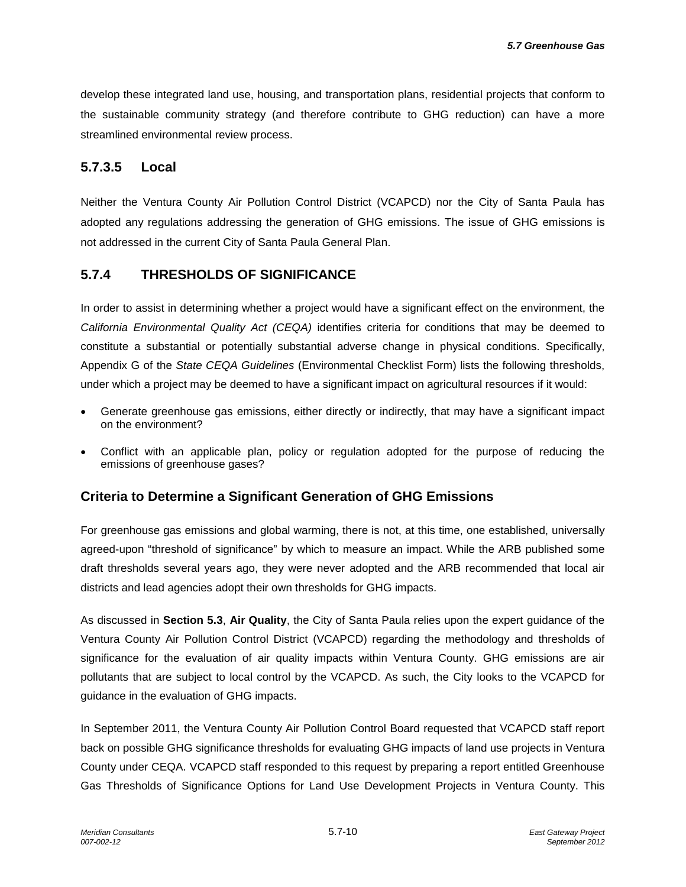develop these integrated land use, housing, and transportation plans, residential projects that conform to the sustainable community strategy (and therefore contribute to GHG reduction) can have a more streamlined environmental review process.

### 5.7.3.5 Local

Neither the Ventura County Air Pollution Control District (VCAPCD) nor the City of Santa Paula has adopted any regulations addressing the generation of GHG emissions. The issue of GHG emissions is not addressed in the current City of Santa Paula General Plan.

## 5.7.4 THRESHOLDS OF SIGNIFICANCE

In order to assist in determining whether a project would have a significant effect on the environment, the *California Environmental Quality Act (CEQA)* identifies criteria for conditions that may be deemed to constitute a substantial or potentially substantial adverse change in physical conditions. Specifically, Appendix G of the *State CEQA Guidelines* (Environmental Checklist Form) lists the following thresholds, under which a project may be deemed to have a significant impact on agricultural resources if it would:

- Generate greenhouse gas emissions, either directly or indirectly, that may have a significant impact on the environment?
- Conflict with an applicable plan, policy or regulation adopted for the purpose of reducing the emissions of greenhouse gases?

### Criteria to Determine a Significant Generation of GHG Emissions

For greenhouse gas emissions and global warming, there is not, at this time, one established, universally agreed-upon "threshold of significance" by which to measure an impact. While the ARB published some draft thresholds several years ago, they were never adopted and the ARB recommended that local air districts and lead agencies adopt their own thresholds for GHG impacts.

As discussed in **Section 5.3**, **Air Quality**, the City of Santa Paula relies upon the expert guidance of the Ventura County Air Pollution Control District (VCAPCD) regarding the methodology and thresholds of significance for the evaluation of air quality impacts within Ventura County. GHG emissions are air pollutants that are subject to local control by the VCAPCD. As such, the City looks to the VCAPCD for guidance in the evaluation of GHG impacts.

In September 2011, the Ventura County Air Pollution Control Board requested that VCAPCD staff report back on possible GHG significance thresholds for evaluating GHG impacts of land use projects in Ventura County under CEQA. VCAPCD staff responded to this request by preparing a report entitled Greenhouse Gas Thresholds of Significance Options for Land Use Development Projects in Ventura County. This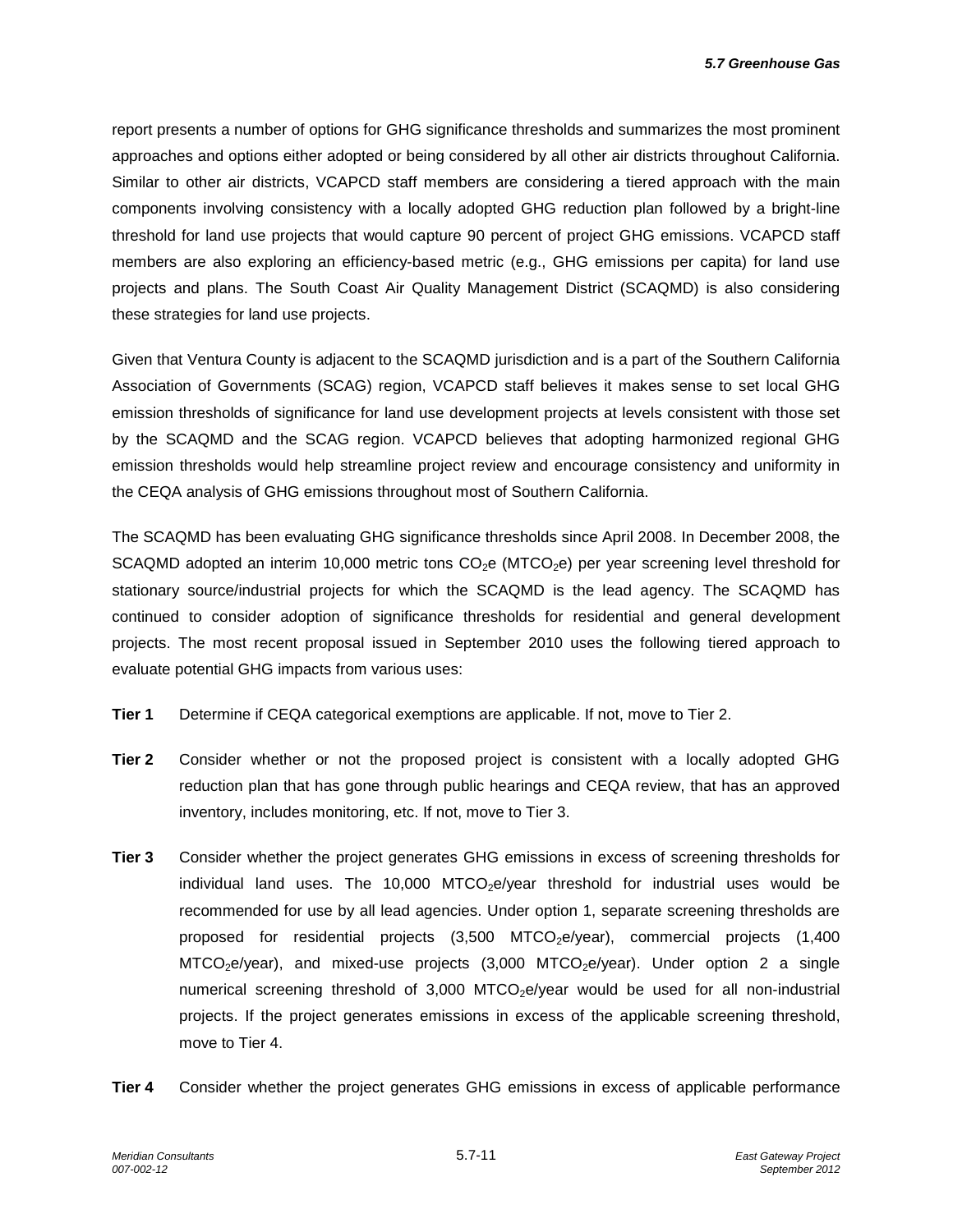report presents a number of options for GHG significance thresholds and summarizes the most prominent approaches and options either adopted or being considered by all other air districts throughout California. Similar to other air districts, VCAPCD staff members are considering a tiered approach with the main components involving consistency with a locally adopted GHG reduction plan followed by a bright-line threshold for land use projects that would capture 90 percent of project GHG emissions. VCAPCD staff members are also exploring an efficiency-based metric (e.g., GHG emissions per capita) for land use projects and plans. The South Coast Air Quality Management District (SCAQMD) is also considering these strategies for land use projects.

Given that Ventura County is adjacent to the SCAQMD jurisdiction and is a part of the Southern California Association of Governments (SCAG) region, VCAPCD staff believes it makes sense to set local GHG emission thresholds of significance for land use development projects at levels consistent with those set by the SCAQMD and the SCAG region. VCAPCD believes that adopting harmonized regional GHG emission thresholds would help streamline project review and encourage consistency and uniformity in the CEQA analysis of GHG emissions throughout most of Southern California.

The SCAQMD has been evaluating GHG significance thresholds since April 2008. In December 2008, the SCAQMD adopted an interim 10,000 metric tons $CO_2e$ ($MTCO_2e$) per year screening level threshold for stationary source/industrial projects for which the SCAQMD is the lead agency. The SCAQMD has continued to consider adoption of significance thresholds for residential and general development projects. The most recent proposal issued in September 2010 uses the following tiered approach to evaluate potential GHG impacts from various uses:

**Tier 1** Determine if CEQA categorical exemptions are applicable. If not, move to Tier 2.

**Tier 2** Consider whether or not the proposed project is consistent with a locally adopted GHG reduction plan that has gone through public hearings and CEQA review, that has an approved inventory, includes monitoring, etc. If not, move to Tier 3.

**Tier 3** Consider whether the project generates GHG emissions in excess of screening thresholds for individual land uses. The 10,000 $MTCO_2e$/year threshold for industrial uses would be recommended for use by all lead agencies. Under option 1, separate screening thresholds are proposed for residential projects (3,500 $MTCO_2e$/year), commercial projects (1,400 $MTCO_2e$/year), and mixed-use projects (3,000 $MTCO_2e$/year). Under option 2 a single numerical screening threshold of 3,000 $MTCO_2e$/year would be used for all non-industrial projects. If the project generates emissions in excess of the applicable screening threshold, move to Tier 4.

**Tier 4** Consider whether the project generates GHG emissions in excess of applicable performance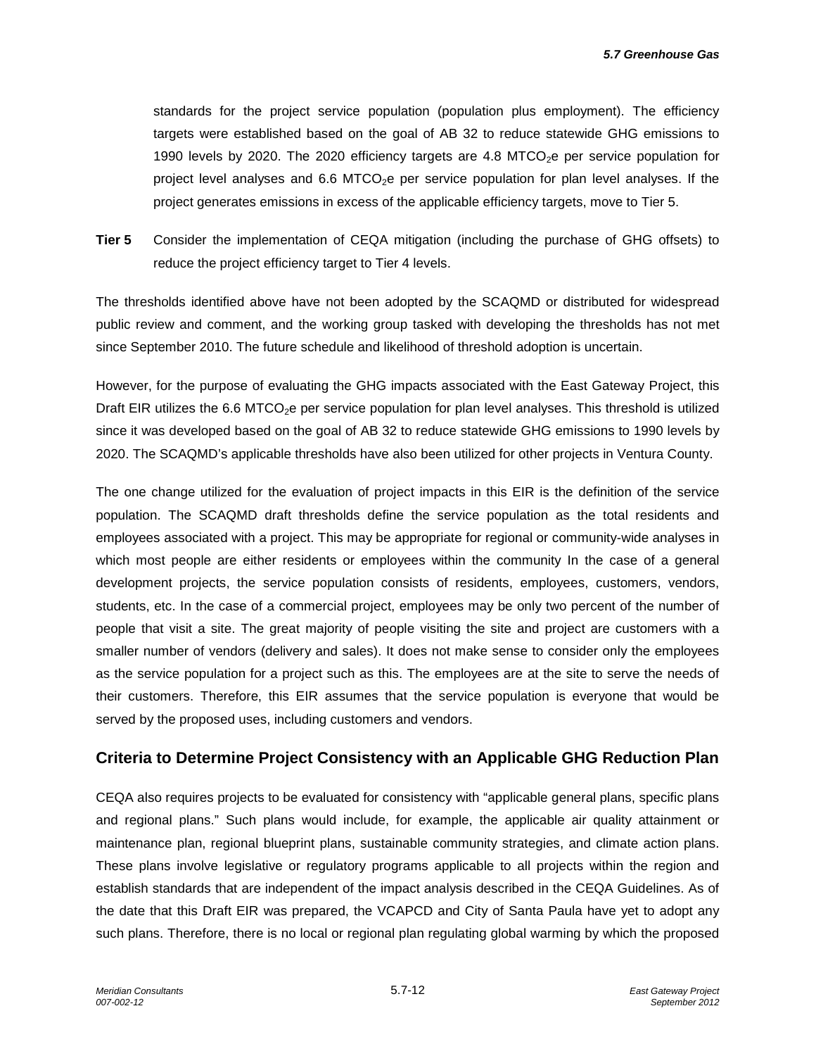standards for the project service population (population plus employment). The efficiency targets were established based on the goal of AB 32 to reduce statewide GHG emissions to 1990 levels by 2020. The 2020 efficiency targets are 4.8 $MTCO_2e$ per service population for project level analyses and 6.6 $MTCO_2e$ per service population for plan level analyses. If the project generates emissions in excess of the applicable efficiency targets, move to Tier 5.

**Tier 5** Consider the implementation of CEQA mitigation (including the purchase of GHG offsets) to reduce the project efficiency target to Tier 4 levels.

The thresholds identified above have not been adopted by the SCAQMD or distributed for widespread public review and comment, and the working group tasked with developing the thresholds has not met since September 2010. The future schedule and likelihood of threshold adoption is uncertain.

However, for the purpose of evaluating the GHG impacts associated with the East Gateway Project, this Draft EIR utilizes the 6.6 $MTCO_2e$ per service population for plan level analyses. This threshold is utilized since it was developed based on the goal of AB 32 to reduce statewide GHG emissions to 1990 levels by 2020. The SCAQMD's applicable thresholds have also been utilized for other projects in Ventura County.

The one change utilized for the evaluation of project impacts in this EIR is the definition of the service population. The SCAQMD draft thresholds define the service population as the total residents and employees associated with a project. This may be appropriate for regional or community-wide analyses in which most people are either residents or employees within the community In the case of a general development projects, the service population consists of residents, employees, customers, vendors, students, etc. In the case of a commercial project, employees may be only two percent of the number of people that visit a site. The great majority of people visiting the site and project are customers with a smaller number of vendors (delivery and sales). It does not make sense to consider only the employees as the service population for a project such as this. The employees are at the site to serve the needs of their customers. Therefore, this EIR assumes that the service population is everyone that would be served by the proposed uses, including customers and vendors.

## Criteria to Determine Project Consistency with an Applicable GHG Reduction Plan

CEQA also requires projects to be evaluated for consistency with "applicable general plans, specific plans and regional plans." Such plans would include, for example, the applicable air quality attainment or maintenance plan, regional blueprint plans, sustainable community strategies, and climate action plans. These plans involve legislative or regulatory programs applicable to all projects within the region and establish standards that are independent of the impact analysis described in the CEQA Guidelines. As of the date that this Draft EIR was prepared, the VCAPCD and City of Santa Paula have yet to adopt any such plans. Therefore, there is no local or regional plan regulating global warming by which the proposed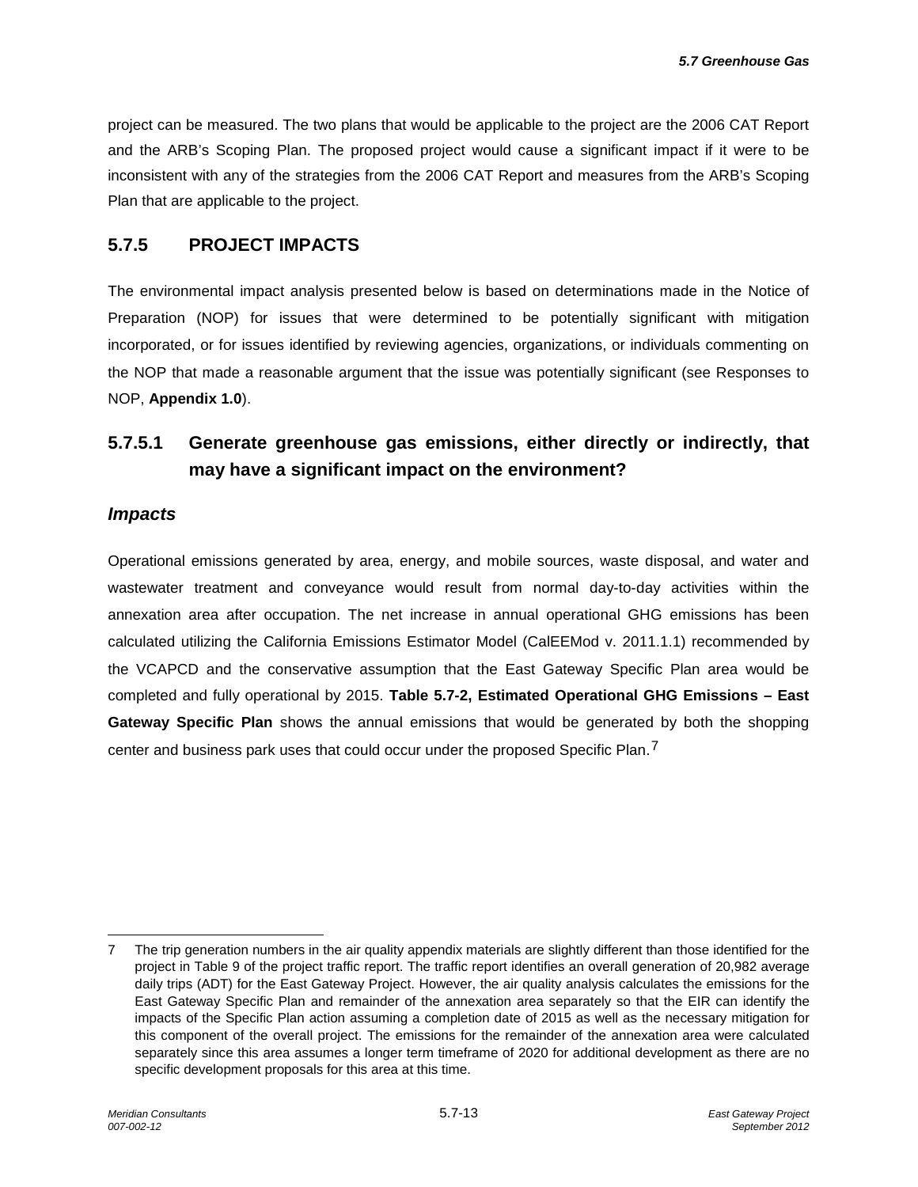project can be measured. The two plans that would be applicable to the project are the 2006 CAT Report and the ARB's Scoping Plan. The proposed project would cause a significant impact if it were to be inconsistent with any of the strategies from the 2006 CAT Report and measures from the ARB's Scoping Plan that are applicable to the project.

## 5.7.5 PROJECT IMPACTS

The environmental impact analysis presented below is based on determinations made in the Notice of Preparation (NOP) for issues that were determined to be potentially significant with mitigation incorporated, or for issues identified by reviewing agencies, organizations, or individuals commenting on the NOP that made a reasonable argument that the issue was potentially significant (see Responses to NOP, **Appendix 1.0**).

### 5.7.5.1 Generate greenhouse gas emissions, either directly or indirectly, that may have a significant impact on the environment?

#### *Impacts*

Operational emissions generated by area, energy, and mobile sources, waste disposal, and water and wastewater treatment and conveyance would result from normal day-to-day activities within the annexation area after occupation. The net increase in annual operational GHG emissions has been calculated utilizing the California Emissions Estimator Model (CalEEMod v. 2011.1.1) recommended by the VCAPCD and the conservative assumption that the East Gateway Specific Plan area would be completed and fully operational by 2015. **Table 5.7-2, Estimated Operational GHG Emissions – East Gateway Specific Plan** shows the annual emissions that would be generated by both the shopping center and business park uses that could occur under the proposed Specific Plan.[7]

---

7 The trip generation numbers in the air quality appendix materials are slightly different than those identified for the project in Table 9 of the project traffic report. The traffic report identifies an overall generation of 20,982 average daily trips (ADT) for the East Gateway Project. However, the air quality analysis calculates the emissions for the East Gateway Specific Plan and remainder of the annexation area separately so that the EIR can identify the impacts of the Specific Plan action assuming a completion date of 2015 as well as the necessary mitigation for this component of the overall project. The emissions for the remainder of the annexation area were calculated separately since this area assumes a longer term timeframe of 2020 for additional development as there are no specific development proposals for this area at this time.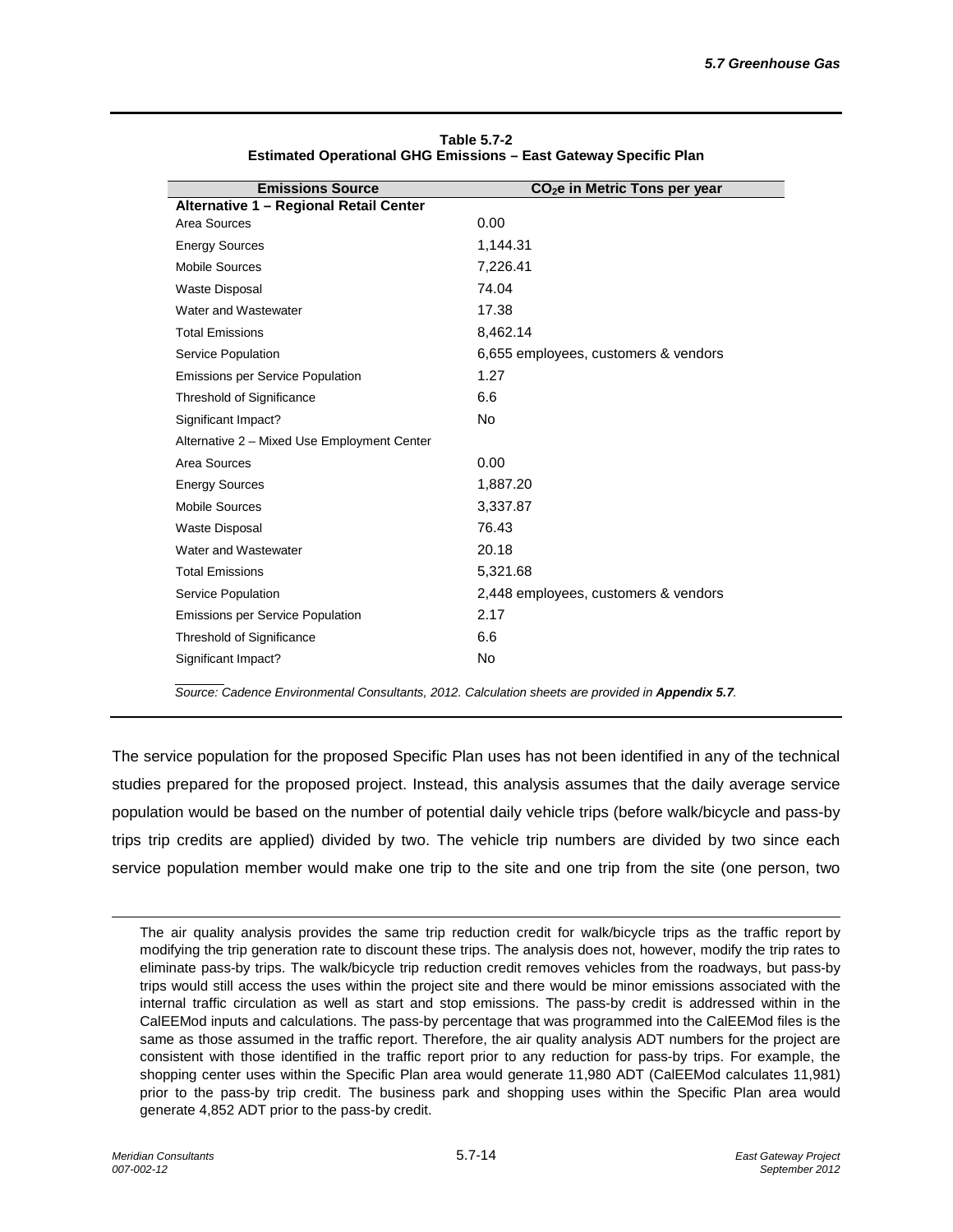**Table 5.7-2**
**Estimated Operational GHG Emissions – East Gateway Specific Plan**

| Emissions Source | $CO_2e$ in Metric Tons per year |
|---|---|
| **Alternative 1 – Regional Retail Center** | |
| Area Sources | 0.00 |
| Energy Sources | 1,144.31 |
| Mobile Sources | 7,226.41 |
| Waste Disposal | 74.04 |
| Water and Wastewater | 17.38 |
| Total Emissions | 8,462.14 |
| Service Population | 6,655 employees, customers & vendors |
| Emissions per Service Population | 1.27 |
| Threshold of Significance | 6.6 |
| Significant Impact? | No |
| Alternative 2 – Mixed Use Employment Center | |
| Area Sources | 0.00 |
| Energy Sources | 1,887.20 |
| Mobile Sources | 3,337.87 |
| Waste Disposal | 76.43 |
| Water and Wastewater | 20.18 |
| Total Emissions | 5,321.68 |
| Service Population | 2,448 employees, customers & vendors |
| Emissions per Service Population | 2.17 |
| Threshold of Significance | 6.6 |
| Significant Impact? | No |

*Source: Cadence Environmental Consultants, 2012. Calculation sheets are provided in* ***Appendix 5.7****.*

The service population for the proposed Specific Plan uses has not been identified in any of the technical studies prepared for the proposed project. Instead, this analysis assumes that the daily average service population would be based on the number of potential daily vehicle trips (before walk/bicycle and pass-by trips trip credits are applied) divided by two. The vehicle trip numbers are divided by two since each service population member would make one trip to the site and one trip from the site (one person, two

The air quality analysis provides the same trip reduction credit for walk/bicycle trips as the traffic report by modifying the trip generation rate to discount these trips. The analysis does not, however, modify the trip rates to eliminate pass-by trips. The walk/bicycle trip reduction credit removes vehicles from the roadways, but pass-by trips would still access the uses within the project site and there would be minor emissions associated with the internal traffic circulation as well as start and stop emissions. The pass-by credit is addressed within in the CalEEMod inputs and calculations. The pass-by percentage that was programmed into the CalEEMod files is the same as those assumed in the traffic report. Therefore, the air quality analysis ADT numbers for the project are consistent with those identified in the traffic report prior to any reduction for pass-by trips. For example, the shopping center uses within the Specific Plan area would generate 11,980 ADT (CalEEMod calculates 11,981) prior to the pass-by trip credit. The business park and shopping uses within the Specific Plan area would generate 4,852 ADT prior to the pass-by credit.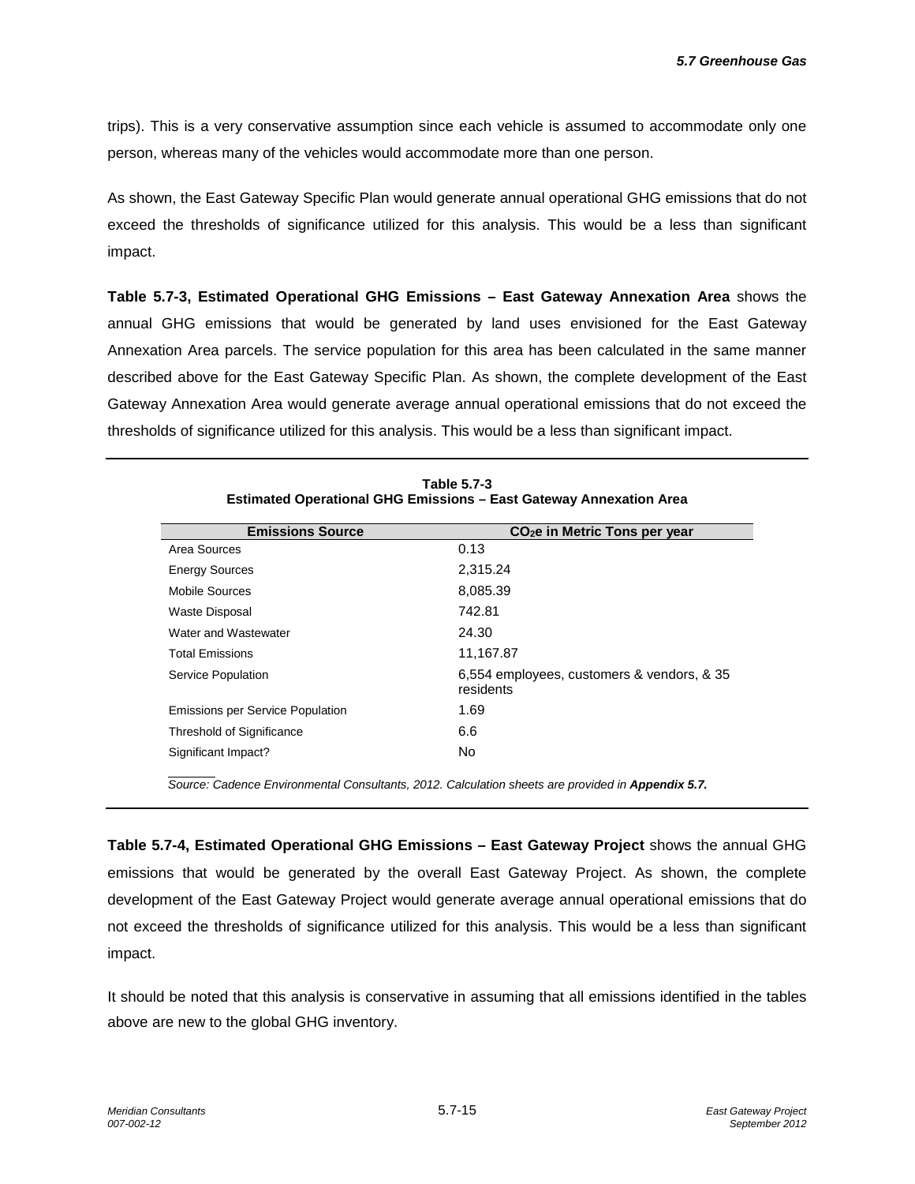trips). This is a very conservative assumption since each vehicle is assumed to accommodate only one person, whereas many of the vehicles would accommodate more than one person.

As shown, the East Gateway Specific Plan would generate annual operational GHG emissions that do not exceed the thresholds of significance utilized for this analysis. This would be a less than significant impact.

**Table 5.7-3, Estimated Operational GHG Emissions – East Gateway Annexation Area** shows the annual GHG emissions that would be generated by land uses envisioned for the East Gateway Annexation Area parcels. The service population for this area has been calculated in the same manner described above for the East Gateway Specific Plan. As shown, the complete development of the East Gateway Annexation Area would generate average annual operational emissions that do not exceed the thresholds of significance utilized for this analysis. This would be a less than significant impact.

**Table 5.7-3**
**Estimated Operational GHG Emissions – East Gateway Annexation Area**

| Emissions Source | $CO_2e$ in Metric Tons per year |
|---|---|
| Area Sources | 0.13 |
| Energy Sources | 2,315.24 |
| Mobile Sources | 8,085.39 |
| Waste Disposal | 742.81 |
| Water and Wastewater | 24.30 |
| Total Emissions | 11,167.87 |
| Service Population | 6,554 employees, customers & vendors, & 35 residents |
| Emissions per Service Population | 1.69 |
| Threshold of Significance | 6.6 |
| Significant Impact? | No |

*Source: Cadence Environmental Consultants, 2012. Calculation sheets are provided in* ***Appendix 5.7.***

**Table 5.7-4, Estimated Operational GHG Emissions – East Gateway Project** shows the annual GHG emissions that would be generated by the overall East Gateway Project. As shown, the complete development of the East Gateway Project would generate average annual operational emissions that do not exceed the thresholds of significance utilized for this analysis. This would be a less than significant impact.

It should be noted that this analysis is conservative in assuming that all emissions identified in the tables above are new to the global GHG inventory.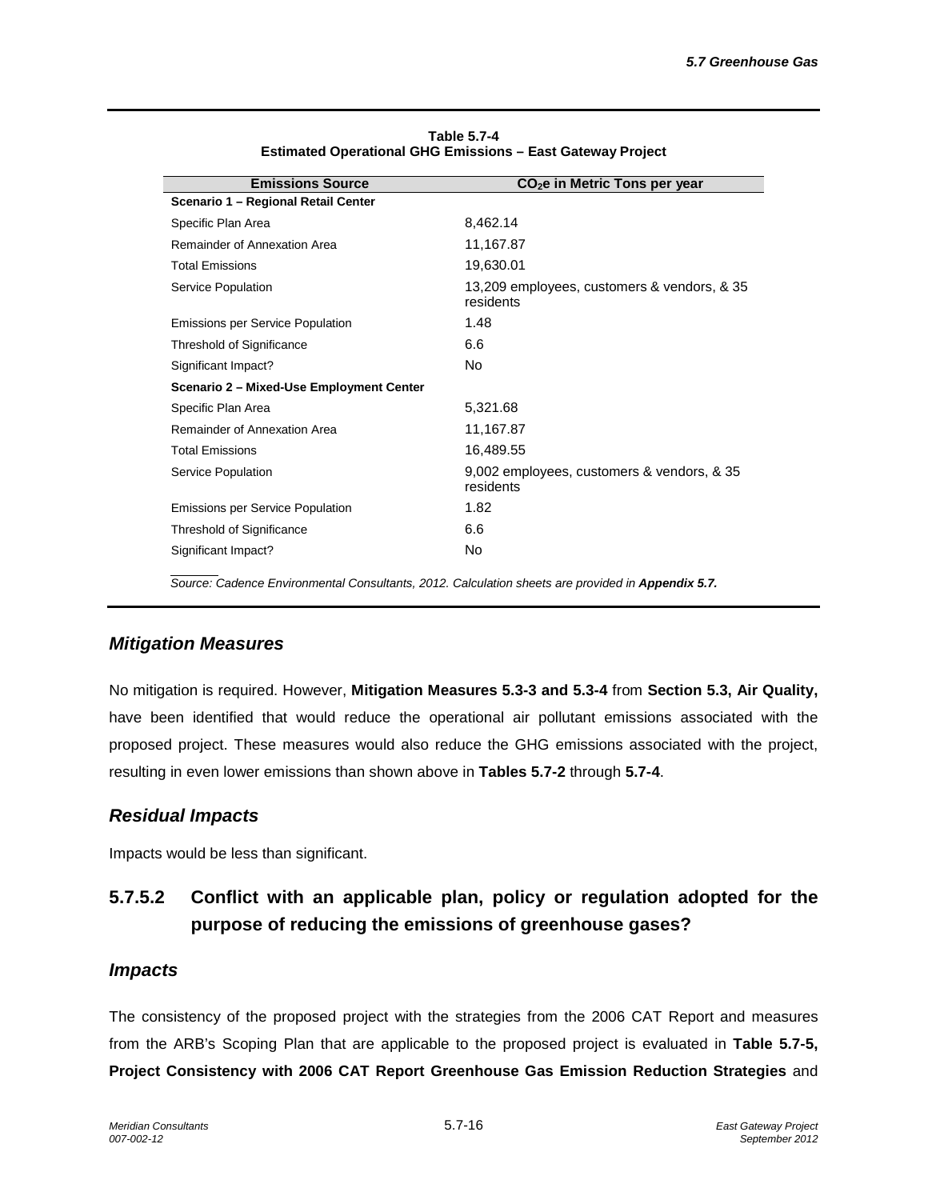**Table 5.7-4**
**Estimated Operational GHG Emissions – East Gateway Project**

| Emissions Source | $CO_2e$ in Metric Tons per year |
|---|---|
| **Scenario 1 – Regional Retail Center** | |
| Specific Plan Area | 8,462.14 |
| Remainder of Annexation Area | 11,167.87 |
| Total Emissions | 19,630.01 |
| Service Population | 13,209 employees, customers & vendors, & 35 residents |
| Emissions per Service Population | 1.48 |
| Threshold of Significance | 6.6 |
| Significant Impact? | No |
| **Scenario 2 – Mixed-Use Employment Center** | |
| Specific Plan Area | 5,321.68 |
| Remainder of Annexation Area | 11,167.87 |
| Total Emissions | 16,489.55 |
| Service Population | 9,002 employees, customers & vendors, & 35 residents |
| Emissions per Service Population | 1.82 |
| Threshold of Significance | 6.6 |
| Significant Impact? | No |

*Source: Cadence Environmental Consultants, 2012. Calculation sheets are provided in **Appendix 5.7.***

### *Mitigation Measures*

No mitigation is required. However, **Mitigation Measures 5.3-3 and 5.3-4** from **Section 5.3, Air Quality,** have been identified that would reduce the operational air pollutant emissions associated with the proposed project. These measures would also reduce the GHG emissions associated with the project, resulting in even lower emissions than shown above in **Tables 5.7-2** through **5.7-4**.

### *Residual Impacts*

Impacts would be less than significant.

## 5.7.5.2 Conflict with an applicable plan, policy or regulation adopted for the purpose of reducing the emissions of greenhouse gases?

### *Impacts*

The consistency of the proposed project with the strategies from the 2006 CAT Report and measures from the ARB's Scoping Plan that are applicable to the proposed project is evaluated in **Table 5.7-5, Project Consistency with 2006 CAT Report Greenhouse Gas Emission Reduction Strategies** and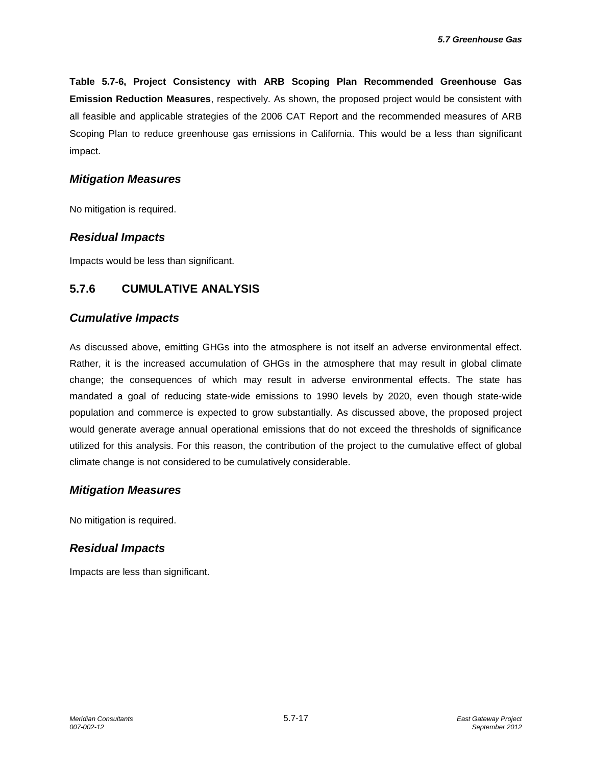**Table 5.7-6, Project Consistency with ARB Scoping Plan Recommended Greenhouse Gas Emission Reduction Measures**, respectively. As shown, the proposed project would be consistent with all feasible and applicable strategies of the 2006 CAT Report and the recommended measures of ARB Scoping Plan to reduce greenhouse gas emissions in California. This would be a less than significant impact.

### *Mitigation Measures*

No mitigation is required.

### *Residual Impacts*

Impacts would be less than significant.

## 5.7.6 CUMULATIVE ANALYSIS

### *Cumulative Impacts*

As discussed above, emitting GHGs into the atmosphere is not itself an adverse environmental effect. Rather, it is the increased accumulation of GHGs in the atmosphere that may result in global climate change; the consequences of which may result in adverse environmental effects. The state has mandated a goal of reducing state-wide emissions to 1990 levels by 2020, even though state-wide population and commerce is expected to grow substantially. As discussed above, the proposed project would generate average annual operational emissions that do not exceed the thresholds of significance utilized for this analysis. For this reason, the contribution of the project to the cumulative effect of global climate change is not considered to be cumulatively considerable.

### *Mitigation Measures*

No mitigation is required.

### *Residual Impacts*

Impacts are less than significant.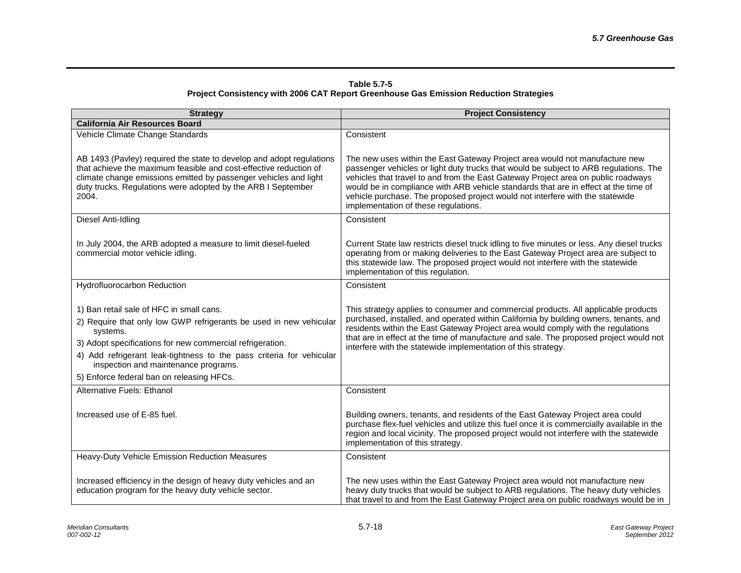**Table 5.7-5**
**Project Consistency with 2006 CAT Report Greenhouse Gas Emission Reduction Strategies**

| Strategy | Project Consistency |
|---|---|
| **California Air Resources Board** | |
| Vehicle Climate Change Standards<br><br>AB 1493 (Pavley) required the state to develop and adopt regulations that achieve the maximum feasible and cost-effective reduction of climate change emissions emitted by passenger vehicles and light duty trucks. Regulations were adopted by the ARB I September 2004. | Consistent<br><br>The new uses within the East Gateway Project area would not manufacture new passenger vehicles or light duty trucks that would be subject to ARB regulations. The vehicles that travel to and from the East Gateway Project area on public roadways would be in compliance with ARB vehicle standards that are in effect at the time of vehicle purchase. The proposed project would not interfere with the statewide implementation of these regulations. |
| Diesel Anti-Idling<br><br>In July 2004, the ARB adopted a measure to limit diesel-fueled commercial motor vehicle idling. | Consistent<br><br>Current State law restricts diesel truck idling to five minutes or less. Any diesel trucks operating from or making deliveries to the East Gateway Project area are subject to this statewide law. The proposed project would not interfere with the statewide implementation of this regulation. |
| Hydrofluorocarbon Reduction<br><br>1) Ban retail sale of HFC in small cans.<br>2) Require that only low GWP refrigerants be used in new vehicular systems.<br>3) Adopt specifications for new commercial refrigeration.<br>4) Add refrigerant leak-tightness to the pass criteria for vehicular inspection and maintenance programs.<br>5) Enforce federal ban on releasing HFCs. | Consistent<br><br>This strategy applies to consumer and commercial products. All applicable products purchased, installed, and operated within California by building owners, tenants, and residents within the East Gateway Project area would comply with the regulations that are in effect at the time of manufacture and sale. The proposed project would not interfere with the statewide implementation of this strategy. |
| Alternative Fuels: Ethanol<br><br>Increased use of E-85 fuel. | Consistent<br><br>Building owners, tenants, and residents of the East Gateway Project area could purchase flex-fuel vehicles and utilize this fuel once it is commercially available in the region and local vicinity. The proposed project would not interfere with the statewide implementation of this strategy. |
| Heavy-Duty Vehicle Emission Reduction Measures<br><br>Increased efficiency in the design of heavy duty vehicles and an education program for the heavy duty vehicle sector. | Consistent<br><br>The new uses within the East Gateway Project area would not manufacture new heavy duty trucks that would be subject to ARB regulations. The heavy duty vehicles that travel to and from the East Gateway Project area on public roadways would be in |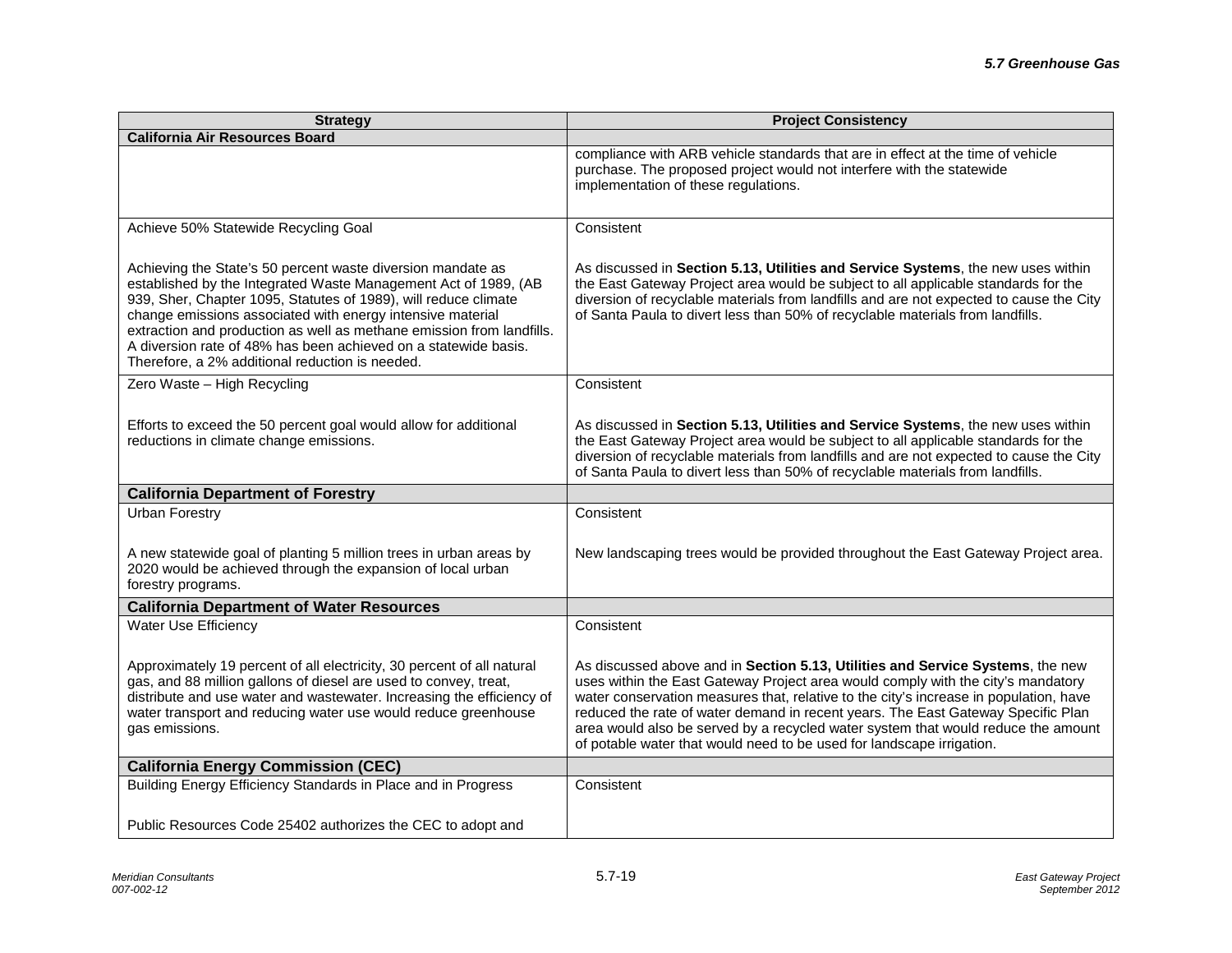| Strategy | Project Consistency |
|---|---|
| **California Air Resources Board** | |
| | compliance with ARB vehicle standards that are in effect at the time of vehicle purchase. The proposed project would not interfere with the statewide implementation of these regulations. |
| Achieve 50% Statewide Recycling Goal<br><br>Achieving the State's 50 percent waste diversion mandate as established by the Integrated Waste Management Act of 1989, (AB 939, Sher, Chapter 1095, Statutes of 1989), will reduce climate change emissions associated with energy intensive material extraction and production as well as methane emission from landfills. A diversion rate of 48% has been achieved on a statewide basis. Therefore, a 2% additional reduction is needed. | Consistent<br><br>As discussed in **Section 5.13, Utilities and Service Systems**, the new uses within the East Gateway Project area would be subject to all applicable standards for the diversion of recyclable materials from landfills and are not expected to cause the City of Santa Paula to divert less than 50% of recyclable materials from landfills. |
| Zero Waste – High Recycling<br><br>Efforts to exceed the 50 percent goal would allow for additional reductions in climate change emissions. | Consistent<br><br>As discussed in **Section 5.13, Utilities and Service Systems**, the new uses within the East Gateway Project area would be subject to all applicable standards for the diversion of recyclable materials from landfills and are not expected to cause the City of Santa Paula to divert less than 50% of recyclable materials from landfills. |
| **California Department of Forestry** | |
| Urban Forestry<br><br>A new statewide goal of planting 5 million trees in urban areas by 2020 would be achieved through the expansion of local urban forestry programs. | Consistent<br><br>New landscaping trees would be provided throughout the East Gateway Project area. |
| **California Department of Water Resources** | |
| Water Use Efficiency<br><br>Approximately 19 percent of all electricity, 30 percent of all natural gas, and 88 million gallons of diesel are used to convey, treat, distribute and use water and wastewater. Increasing the efficiency of water transport and reducing water use would reduce greenhouse gas emissions. | Consistent<br><br>As discussed above and in **Section 5.13, Utilities and Service Systems**, the new uses within the East Gateway Project area would comply with the city's mandatory water conservation measures that, relative to the city's increase in population, have reduced the rate of water demand in recent years. The East Gateway Specific Plan area would also be served by a recycled water system that would reduce the amount of potable water that would need to be used for landscape irrigation. |
| **California Energy Commission (CEC)** | |
| Building Energy Efficiency Standards in Place and in Progress<br><br>Public Resources Code 25402 authorizes the CEC to adopt and | Consistent |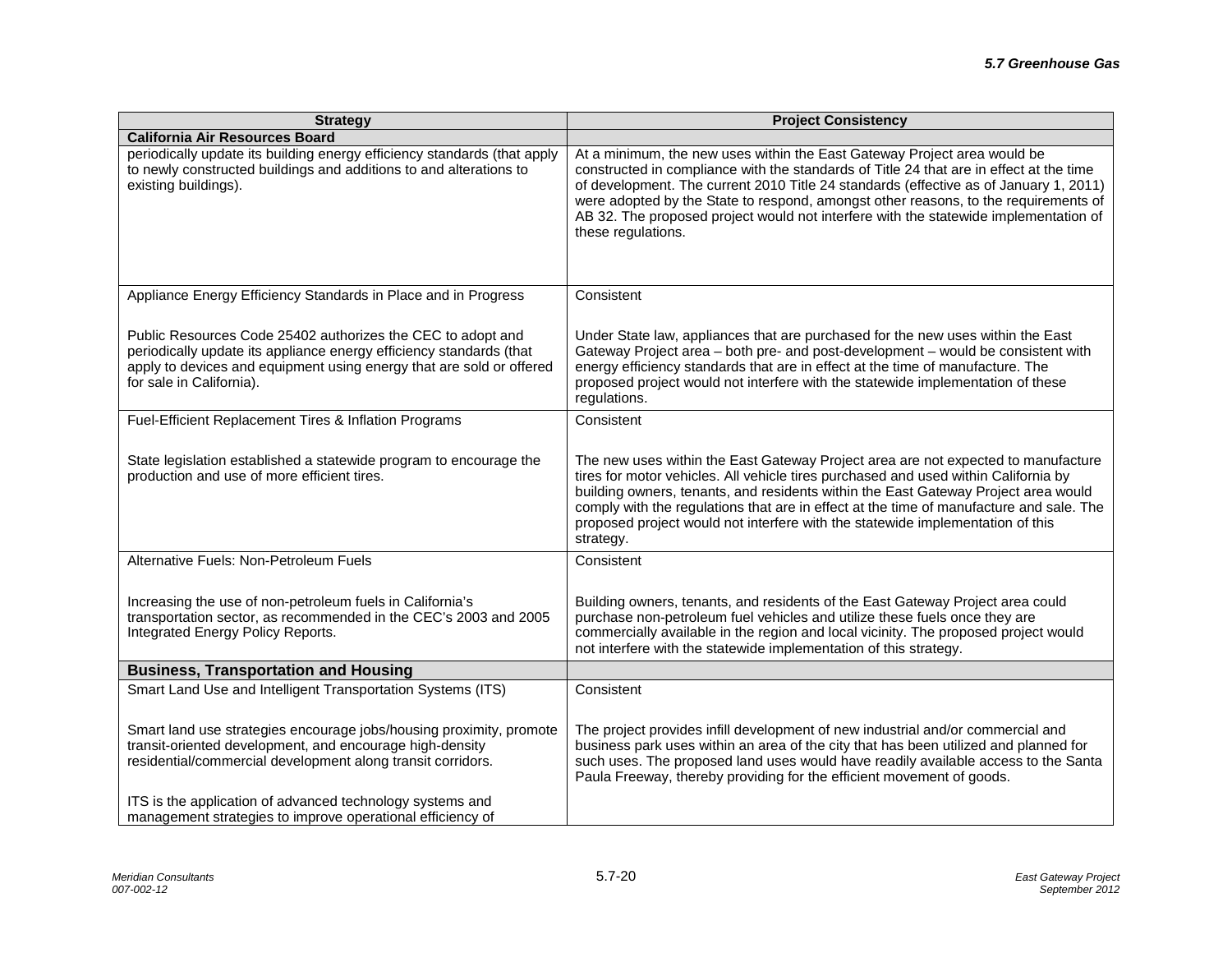| Strategy | Project Consistency |
|---|---|
| **California Air Resources Board** | |
| periodically update its building energy efficiency standards (that apply to newly constructed buildings and additions to and alterations to existing buildings). | At a minimum, the new uses within the East Gateway Project area would be constructed in compliance with the standards of Title 24 that are in effect at the time of development. The current 2010 Title 24 standards (effective as of January 1, 2011) were adopted by the State to respond, amongst other reasons, to the requirements of AB 32. The proposed project would not interfere with the statewide implementation of these regulations. |
| Appliance Energy Efficiency Standards in Place and in Progress<br><br>Public Resources Code 25402 authorizes the CEC to adopt and periodically update its appliance energy efficiency standards (that apply to devices and equipment using energy that are sold or offered for sale in California). | Consistent<br><br>Under State law, appliances that are purchased for the new uses within the East Gateway Project area – both pre- and post-development – would be consistent with energy efficiency standards that are in effect at the time of manufacture. The proposed project would not interfere with the statewide implementation of these regulations. |
| Fuel-Efficient Replacement Tires & Inflation Programs<br><br>State legislation established a statewide program to encourage the production and use of more efficient tires. | Consistent<br><br>The new uses within the East Gateway Project area are not expected to manufacture tires for motor vehicles. All vehicle tires purchased and used within California by building owners, tenants, and residents within the East Gateway Project area would comply with the regulations that are in effect at the time of manufacture and sale. The proposed project would not interfere with the statewide implementation of this strategy. |
| Alternative Fuels: Non-Petroleum Fuels<br><br>Increasing the use of non-petroleum fuels in California's transportation sector, as recommended in the CEC's 2003 and 2005 Integrated Energy Policy Reports. | Consistent<br><br>Building owners, tenants, and residents of the East Gateway Project area could purchase non-petroleum fuel vehicles and utilize these fuels once they are commercially available in the region and local vicinity. The proposed project would not interfere with the statewide implementation of this strategy. |
| **Business, Transportation and Housing** | |
| Smart Land Use and Intelligent Transportation Systems (ITS)<br><br>Smart land use strategies encourage jobs/housing proximity, promote transit-oriented development, and encourage high-density residential/commercial development along transit corridors.<br><br>ITS is the application of advanced technology systems and management strategies to improve operational efficiency of | Consistent<br><br>The project provides infill development of new industrial and/or commercial and business park uses within an area of the city that has been utilized and planned for such uses. The proposed land uses would have readily available access to the Santa Paula Freeway, thereby providing for the efficient movement of goods. |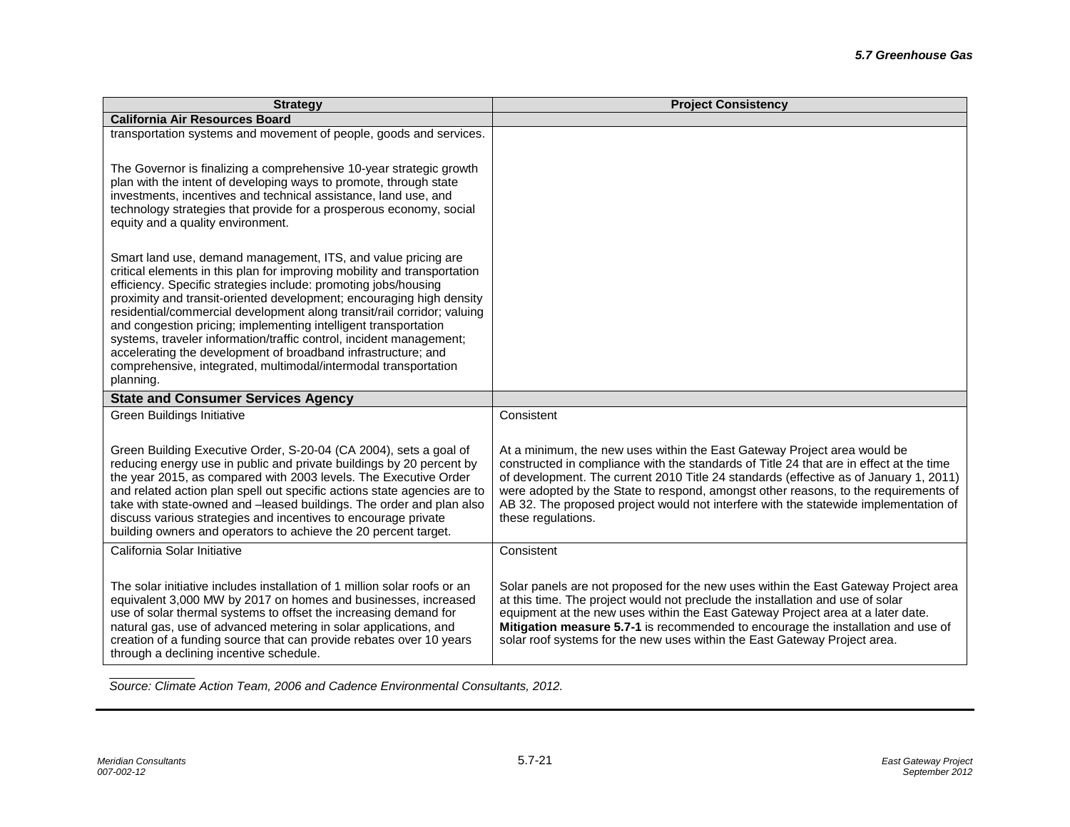| Strategy | Project Consistency |
| --- | --- |
| **California Air Resources Board** | |
| transportation systems and movement of people, goods and services.<br><br>The Governor is finalizing a comprehensive 10-year strategic growth plan with the intent of developing ways to promote, through state investments, incentives and technical assistance, land use, and technology strategies that provide for a prosperous economy, social equity and a quality environment.<br><br>Smart land use, demand management, ITS, and value pricing are critical elements in this plan for improving mobility and transportation efficiency. Specific strategies include: promoting jobs/housing proximity and transit-oriented development; encouraging high density residential/commercial development along transit/rail corridor; valuing and congestion pricing; implementing intelligent transportation systems, traveler information/traffic control, incident management; accelerating the development of broadband infrastructure; and comprehensive, integrated, multimodal/intermodal transportation planning. | |
| **State and Consumer Services Agency** | |
| Green Buildings Initiative<br><br>Green Building Executive Order, S-20-04 (CA 2004), sets a goal of reducing energy use in public and private buildings by 20 percent by the year 2015, as compared with 2003 levels. The Executive Order and related action plan spell out specific actions state agencies are to take with state-owned and –leased buildings. The order and plan also discuss various strategies and incentives to encourage private building owners and operators to achieve the 20 percent target. | Consistent<br><br>At a minimum, the new uses within the East Gateway Project area would be constructed in compliance with the standards of Title 24 that are in effect at the time of development. The current 2010 Title 24 standards (effective as of January 1, 2011) were adopted by the State to respond, amongst other reasons, to the requirements of AB 32. The proposed project would not interfere with the statewide implementation of these regulations. |
| California Solar Initiative<br><br>The solar initiative includes installation of 1 million solar roofs or an equivalent 3,000 MW by 2017 on homes and businesses, increased use of solar thermal systems to offset the increasing demand for natural gas, use of advanced metering in solar applications, and creation of a funding source that can provide rebates over 10 years through a declining incentive schedule. | Consistent<br><br>Solar panels are not proposed for the new uses within the East Gateway Project area at this time. The project would not preclude the installation and use of solar equipment at the new uses within the East Gateway Project area at a later date. **Mitigation measure 5.7-1** is recommended to encourage the installation and use of solar roof systems for the new uses within the East Gateway Project area. |

*Source: Climate Action Team, 2006 and Cadence Environmental Consultants, 2012.*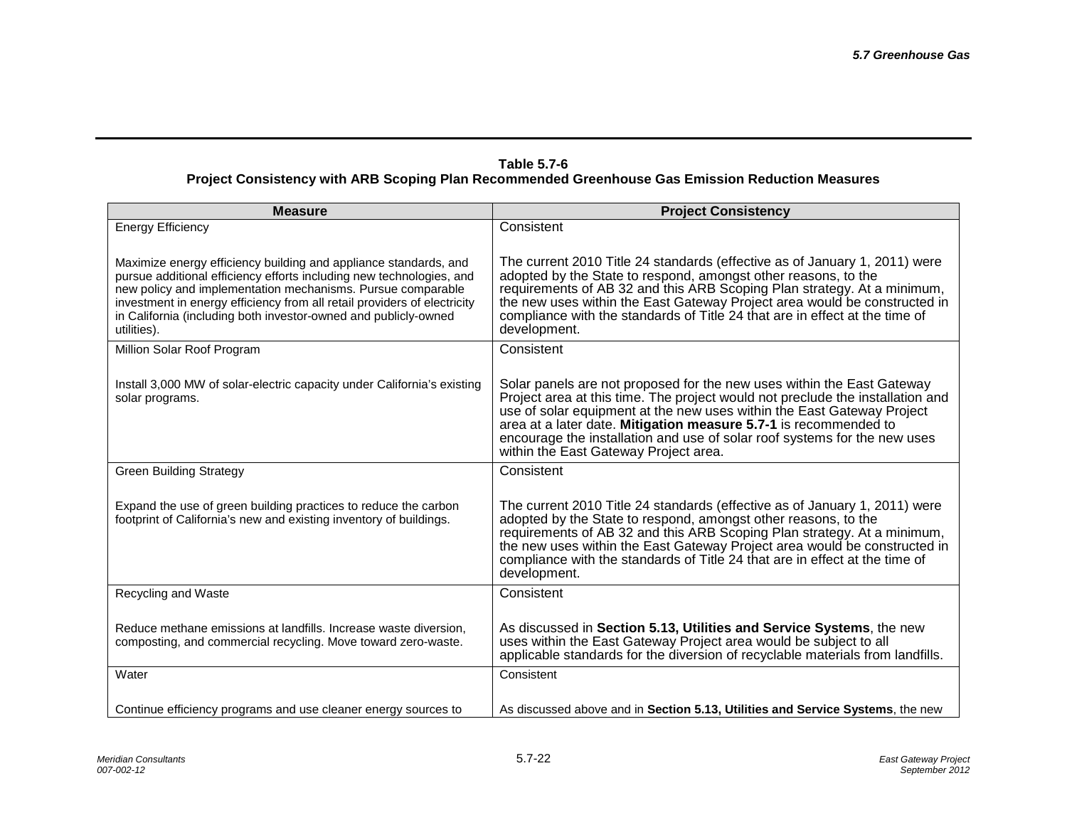**Table 5.7-6**
**Project Consistency with ARB Scoping Plan Recommended Greenhouse Gas Emission Reduction Measures**

| Measure | Project Consistency |
|---|---|
| Energy Efficiency<br><br>Maximize energy efficiency building and appliance standards, and pursue additional efficiency efforts including new technologies, and new policy and implementation mechanisms. Pursue comparable investment in energy efficiency from all retail providers of electricity in California (including both investor-owned and publicly-owned utilities). | Consistent<br><br>The current 2010 Title 24 standards (effective as of January 1, 2011) were adopted by the State to respond, amongst other reasons, to the requirements of AB 32 and this ARB Scoping Plan strategy. At a minimum, the new uses within the East Gateway Project area would be constructed in compliance with the standards of Title 24 that are in effect at the time of development. |
| Million Solar Roof Program<br><br>Install 3,000 MW of solar-electric capacity under California's existing solar programs. | Consistent<br><br>Solar panels are not proposed for the new uses within the East Gateway Project area at this time. The project would not preclude the installation and use of solar equipment at the new uses within the East Gateway Project area at a later date. **Mitigation measure 5.7-1** is recommended to encourage the installation and use of solar roof systems for the new uses within the East Gateway Project area. |
| Green Building Strategy<br><br>Expand the use of green building practices to reduce the carbon footprint of California's new and existing inventory of buildings. | Consistent<br><br>The current 2010 Title 24 standards (effective as of January 1, 2011) were adopted by the State to respond, amongst other reasons, to the requirements of AB 32 and this ARB Scoping Plan strategy. At a minimum, the new uses within the East Gateway Project area would be constructed in compliance with the standards of Title 24 that are in effect at the time of development. |
| Recycling and Waste<br><br>Reduce methane emissions at landfills. Increase waste diversion, composting, and commercial recycling. Move toward zero-waste. | Consistent<br><br>As discussed in **Section 5.13, Utilities and Service Systems**, the new uses within the East Gateway Project area would be subject to all applicable standards for the diversion of recyclable materials from landfills. |
| Water<br><br>Continue efficiency programs and use cleaner energy sources to | Consistent<br><br>As discussed above and in **Section 5.13, Utilities and Service Systems**, the new |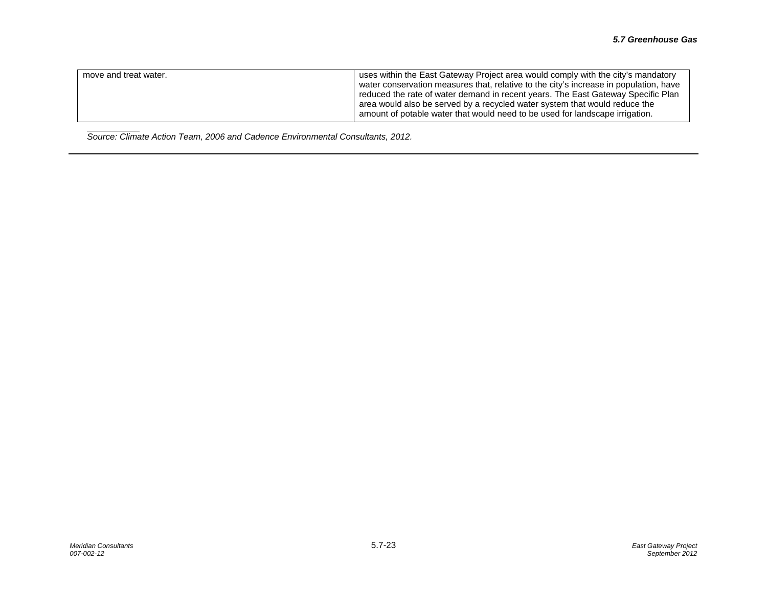| | |
|---|---|
| move and treat water. | uses within the East Gateway Project area would comply with the city's mandatory water conservation measures that, relative to the city's increase in population, have reduced the rate of water demand in recent years. The East Gateway Specific Plan area would also be served by a recycled water system that would reduce the amount of potable water that would need to be used for landscape irrigation. |

*Source: Climate Action Team, 2006 and Cadence Environmental Consultants, 2012.*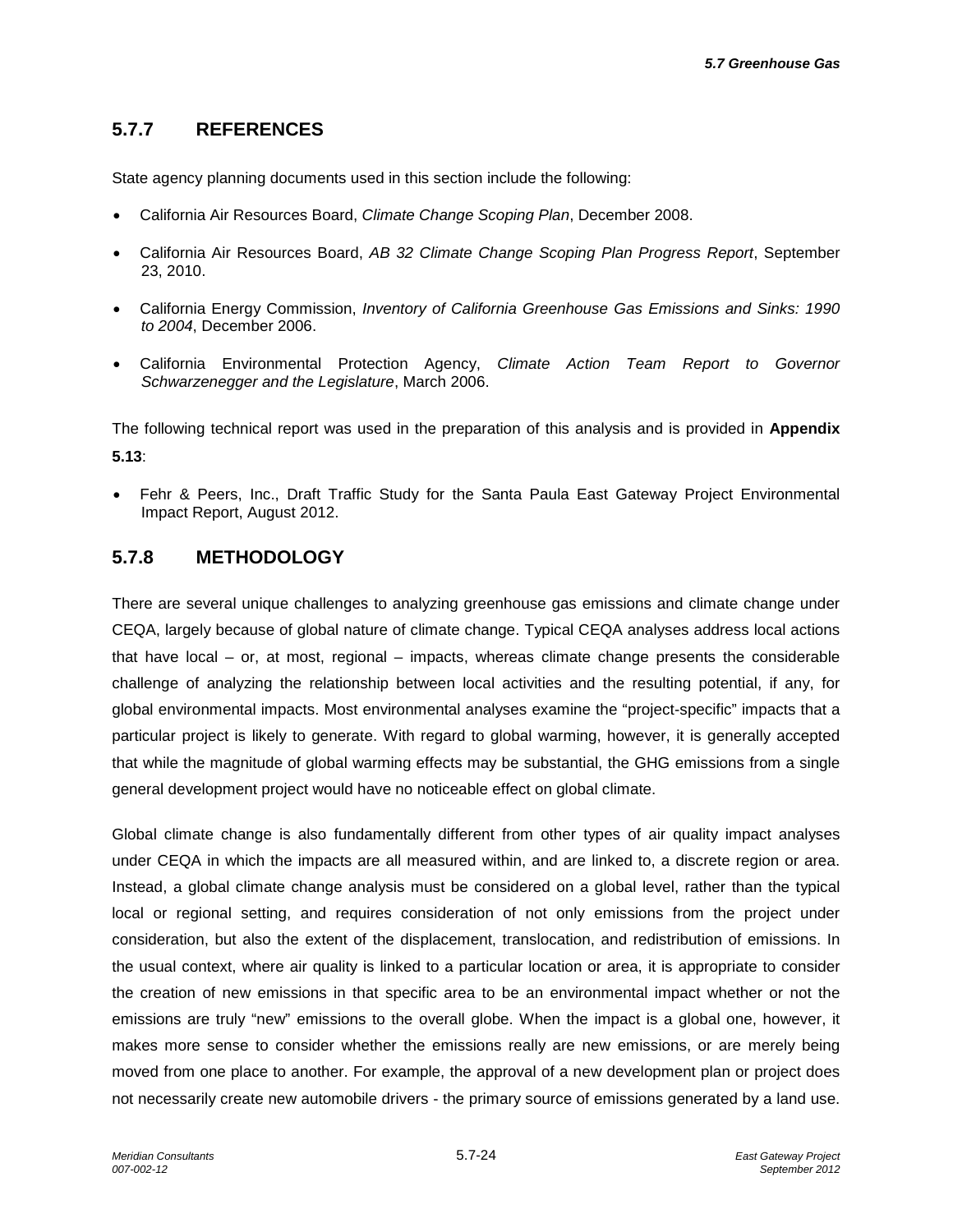## 5.7.7 REFERENCES

State agency planning documents used in this section include the following:

- California Air Resources Board, *Climate Change Scoping Plan*, December 2008.
- California Air Resources Board, *AB 32 Climate Change Scoping Plan Progress Report*, September 23, 2010.
- California Energy Commission, *Inventory of California Greenhouse Gas Emissions and Sinks: 1990 to 2004*, December 2006.
- California Environmental Protection Agency, *Climate Action Team Report to Governor Schwarzenegger and the Legislature*, March 2006.

The following technical report was used in the preparation of this analysis and is provided in **Appendix 5.13**:

- Fehr & Peers, Inc., Draft Traffic Study for the Santa Paula East Gateway Project Environmental Impact Report, August 2012.

## 5.7.8 METHODOLOGY

There are several unique challenges to analyzing greenhouse gas emissions and climate change under CEQA, largely because of global nature of climate change. Typical CEQA analyses address local actions that have local – or, at most, regional – impacts, whereas climate change presents the considerable challenge of analyzing the relationship between local activities and the resulting potential, if any, for global environmental impacts. Most environmental analyses examine the "project-specific" impacts that a particular project is likely to generate. With regard to global warming, however, it is generally accepted that while the magnitude of global warming effects may be substantial, the GHG emissions from a single general development project would have no noticeable effect on global climate.

Global climate change is also fundamentally different from other types of air quality impact analyses under CEQA in which the impacts are all measured within, and are linked to, a discrete region or area. Instead, a global climate change analysis must be considered on a global level, rather than the typical local or regional setting, and requires consideration of not only emissions from the project under consideration, but also the extent of the displacement, translocation, and redistribution of emissions. In the usual context, where air quality is linked to a particular location or area, it is appropriate to consider the creation of new emissions in that specific area to be an environmental impact whether or not the emissions are truly "new" emissions to the overall globe. When the impact is a global one, however, it makes more sense to consider whether the emissions really are new emissions, or are merely being moved from one place to another. For example, the approval of a new development plan or project does not necessarily create new automobile drivers - the primary source of emissions generated by a land use.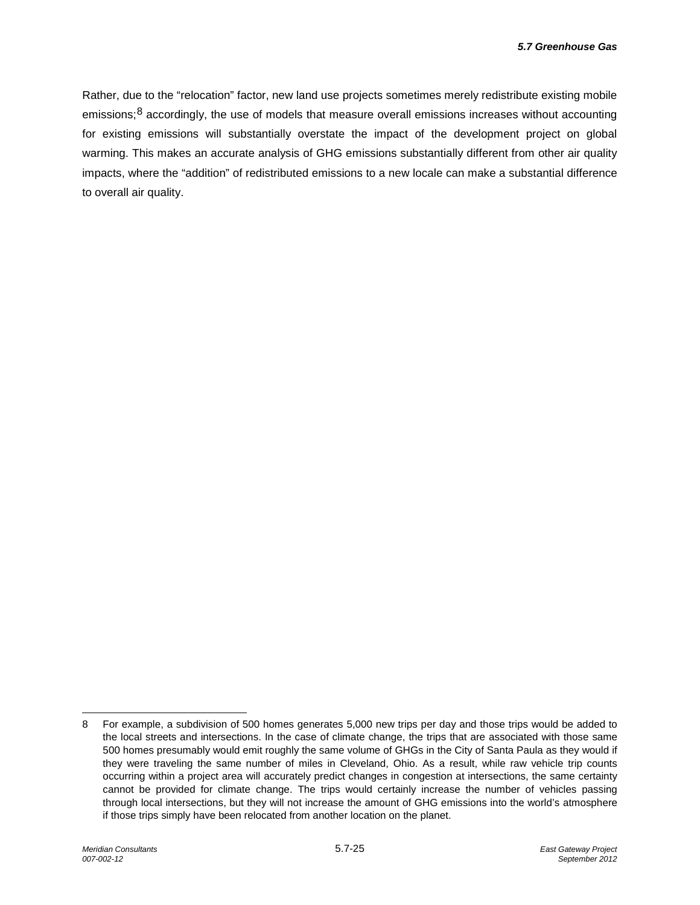Rather, due to the “relocation” factor, new land use projects sometimes merely redistribute existing mobile emissions;[8] accordingly, the use of models that measure overall emissions increases without accounting for existing emissions will substantially overstate the impact of the development project on global warming. This makes an accurate analysis of GHG emissions substantially different from other air quality impacts, where the “addition” of redistributed emissions to a new locale can make a substantial difference to overall air quality.

---

8 For example, a subdivision of 500 homes generates 5,000 new trips per day and those trips would be added to the local streets and intersections. In the case of climate change, the trips that are associated with those same 500 homes presumably would emit roughly the same volume of GHGs in the City of Santa Paula as they would if they were traveling the same number of miles in Cleveland, Ohio. As a result, while raw vehicle trip counts occurring within a project area will accurately predict changes in congestion at intersections, the same certainty cannot be provided for climate change. The trips would certainly increase the number of vehicles passing through local intersections, but they will not increase the amount of GHG emissions into the world’s atmosphere if those trips simply have been relocated from another location on the planet.